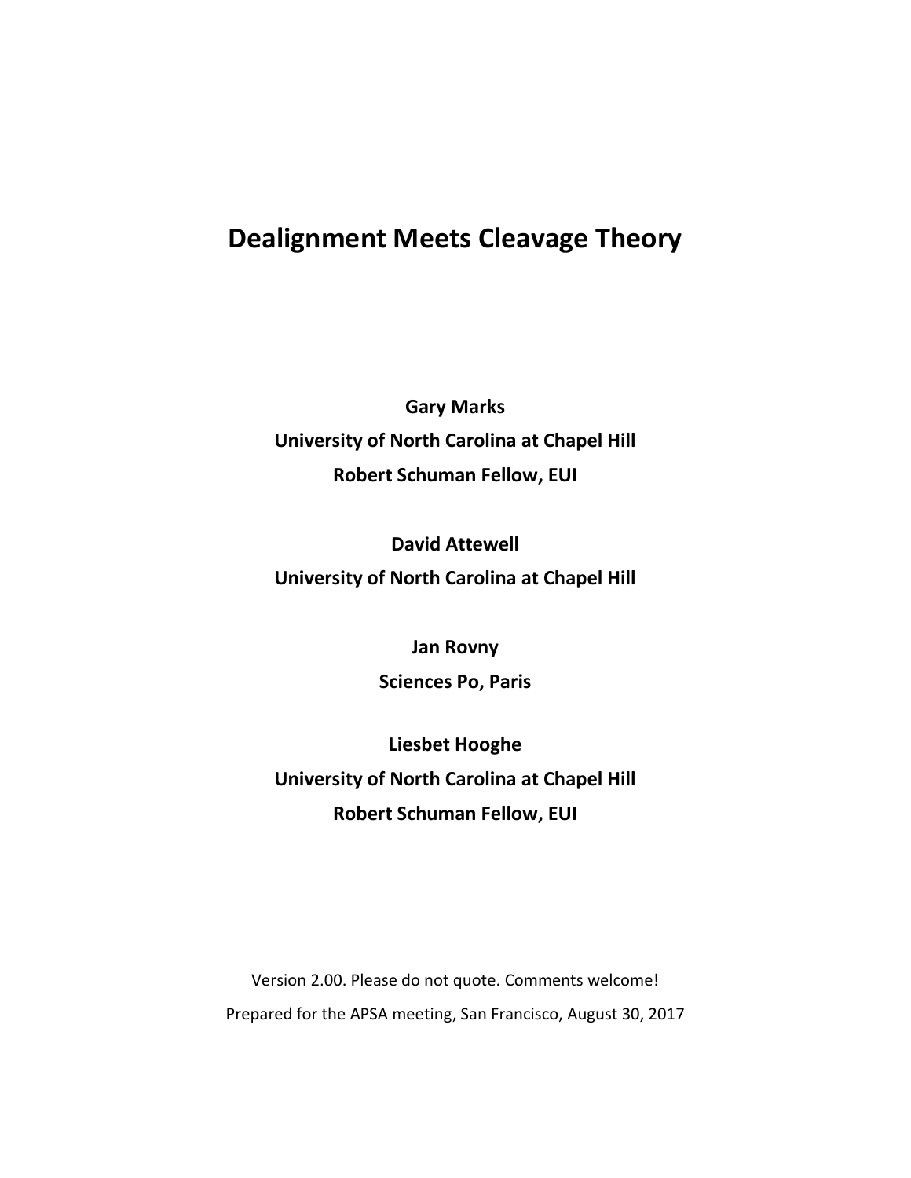# Dealignment Meets Cleavage Theory

**Gary Marks**
**University of North Carolina at Chapel Hill**
**Robert Schuman Fellow, EUI**

**David Attewell**
**University of North Carolina at Chapel Hill**

**Jan Rovny**
**Sciences Po, Paris**

**Liesbet Hooghe**
**University of North Carolina at Chapel Hill**
**Robert Schuman Fellow, EUI**

Version 2.00. Please do not quote. Comments welcome!

Prepared for the APSA meeting, San Francisco, August 30, 2017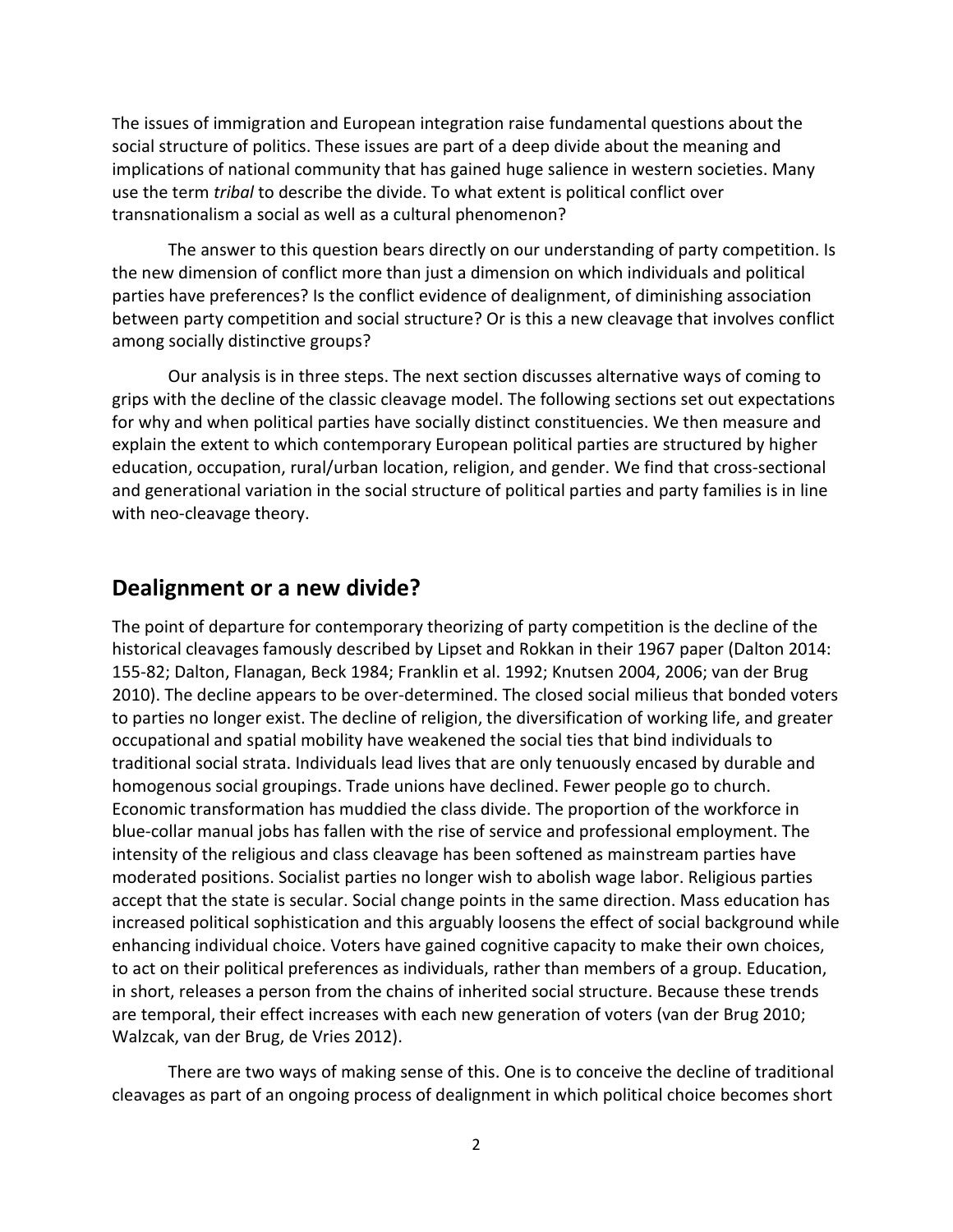The issues of immigration and European integration raise fundamental questions about the social structure of politics. These issues are part of a deep divide about the meaning and implications of national community that has gained huge salience in western societies. Many use the term *tribal* to describe the divide. To what extent is political conflict over transnationalism a social as well as a cultural phenomenon?

The answer to this question bears directly on our understanding of party competition. Is the new dimension of conflict more than just a dimension on which individuals and political parties have preferences? Is the conflict evidence of dealignment, of diminishing association between party competition and social structure? Or is this a new cleavage that involves conflict among socially distinctive groups?

Our analysis is in three steps. The next section discusses alternative ways of coming to grips with the decline of the classic cleavage model. The following sections set out expectations for why and when political parties have socially distinct constituencies. We then measure and explain the extent to which contemporary European political parties are structured by higher education, occupation, rural/urban location, religion, and gender. We find that cross-sectional and generational variation in the social structure of political parties and party families is in line with neo-cleavage theory.

## Dealignment or a new divide?

The point of departure for contemporary theorizing of party competition is the decline of the historical cleavages famously described by Lipset and Rokkan in their 1967 paper (Dalton 2014: 155-82; Dalton, Flanagan, Beck 1984; Franklin et al. 1992; Knutsen 2004, 2006; van der Brug 2010). The decline appears to be over-determined. The closed social milieus that bonded voters to parties no longer exist. The decline of religion, the diversification of working life, and greater occupational and spatial mobility have weakened the social ties that bind individuals to traditional social strata. Individuals lead lives that are only tenuously encased by durable and homogenous social groupings. Trade unions have declined. Fewer people go to church. Economic transformation has muddied the class divide. The proportion of the workforce in blue-collar manual jobs has fallen with the rise of service and professional employment. The intensity of the religious and class cleavage has been softened as mainstream parties have moderated positions. Socialist parties no longer wish to abolish wage labor. Religious parties accept that the state is secular. Social change points in the same direction. Mass education has increased political sophistication and this arguably loosens the effect of social background while enhancing individual choice. Voters have gained cognitive capacity to make their own choices, to act on their political preferences as individuals, rather than members of a group. Education, in short, releases a person from the chains of inherited social structure. Because these trends are temporal, their effect increases with each new generation of voters (van der Brug 2010; Walzcak, van der Brug, de Vries 2012).

There are two ways of making sense of this. One is to conceive the decline of traditional cleavages as part of an ongoing process of dealignment in which political choice becomes short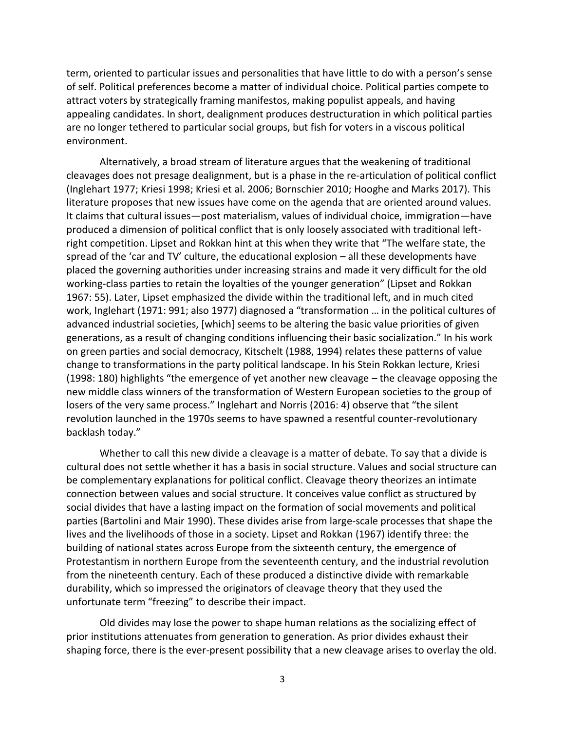term, oriented to particular issues and personalities that have little to do with a person's sense of self. Political preferences become a matter of individual choice. Political parties compete to attract voters by strategically framing manifestos, making populist appeals, and having appealing candidates. In short, dealignment produces destructuration in which political parties are no longer tethered to particular social groups, but fish for voters in a viscous political environment.

Alternatively, a broad stream of literature argues that the weakening of traditional cleavages does not presage dealignment, but is a phase in the re-articulation of political conflict (Inglehart 1977; Kriesi 1998; Kriesi et al. 2006; Bornschier 2010; Hooghe and Marks 2017). This literature proposes that new issues have come on the agenda that are oriented around values. It claims that cultural issues—post materialism, values of individual choice, immigration—have produced a dimension of political conflict that is only loosely associated with traditional left-right competition. Lipset and Rokkan hint at this when they write that "The welfare state, the spread of the 'car and TV' culture, the educational explosion – all these developments have placed the governing authorities under increasing strains and made it very difficult for the old working-class parties to retain the loyalties of the younger generation" (Lipset and Rokkan 1967: 55). Later, Lipset emphasized the divide within the traditional left, and in much cited work, Inglehart (1971: 991; also 1977) diagnosed a "transformation … in the political cultures of advanced industrial societies, [which] seems to be altering the basic value priorities of given generations, as a result of changing conditions influencing their basic socialization." In his work on green parties and social democracy, Kitschelt (1988, 1994) relates these patterns of value change to transformations in the party political landscape. In his Stein Rokkan lecture, Kriesi (1998: 180) highlights "the emergence of yet another new cleavage – the cleavage opposing the new middle class winners of the transformation of Western European societies to the group of losers of the very same process." Inglehart and Norris (2016: 4) observe that "the silent revolution launched in the 1970s seems to have spawned a resentful counter-revolutionary backlash today."

Whether to call this new divide a cleavage is a matter of debate. To say that a divide is cultural does not settle whether it has a basis in social structure. Values and social structure can be complementary explanations for political conflict. Cleavage theory theorizes an intimate connection between values and social structure. It conceives value conflict as structured by social divides that have a lasting impact on the formation of social movements and political parties (Bartolini and Mair 1990). These divides arise from large-scale processes that shape the lives and the livelihoods of those in a society. Lipset and Rokkan (1967) identify three: the building of national states across Europe from the sixteenth century, the emergence of Protestantism in northern Europe from the seventeenth century, and the industrial revolution from the nineteenth century. Each of these produced a distinctive divide with remarkable durability, which so impressed the originators of cleavage theory that they used the unfortunate term "freezing" to describe their impact.

Old divides may lose the power to shape human relations as the socializing effect of prior institutions attenuates from generation to generation. As prior divides exhaust their shaping force, there is the ever-present possibility that a new cleavage arises to overlay the old.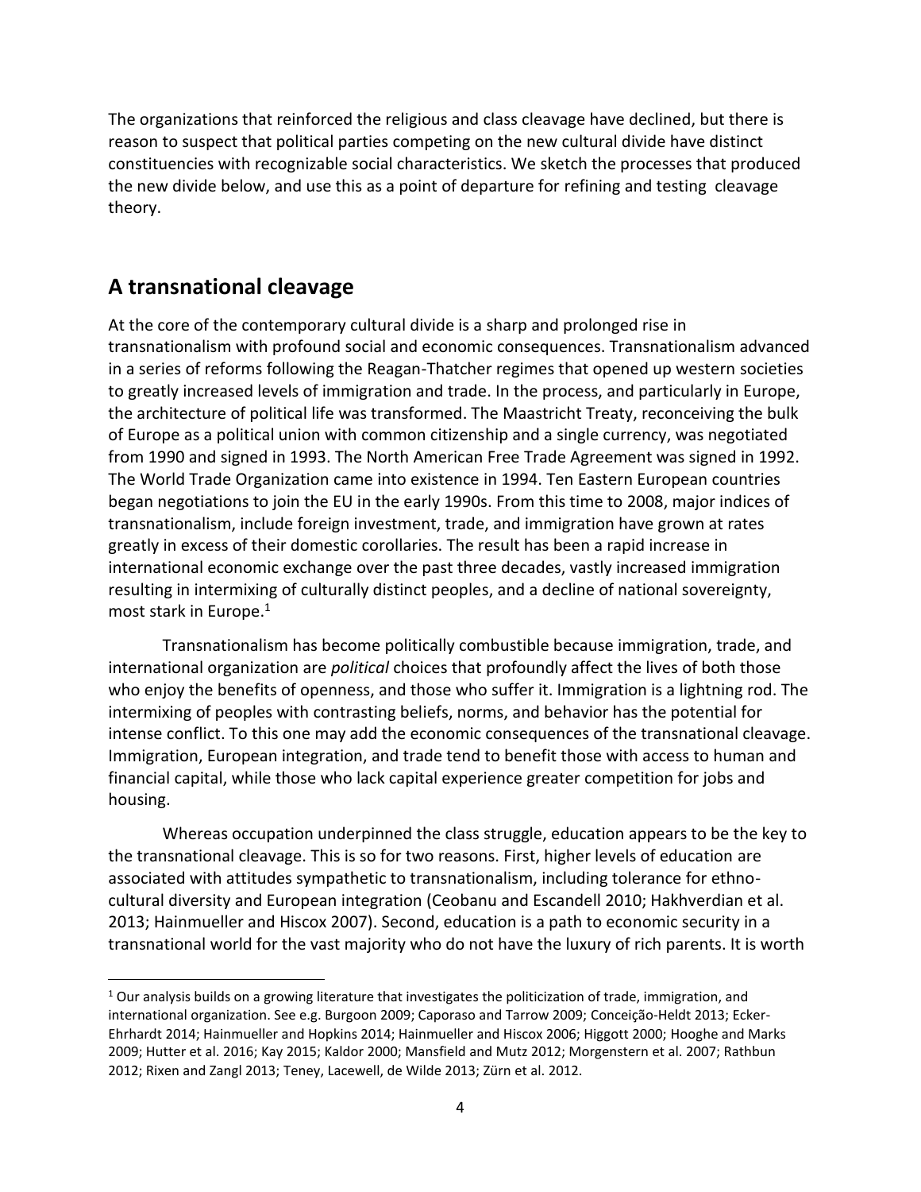The organizations that reinforced the religious and class cleavage have declined, but there is reason to suspect that political parties competing on the new cultural divide have distinct constituencies with recognizable social characteristics. We sketch the processes that produced the new divide below, and use this as a point of departure for refining and testing cleavage theory.

## A transnational cleavage

At the core of the contemporary cultural divide is a sharp and prolonged rise in transnationalism with profound social and economic consequences. Transnationalism advanced in a series of reforms following the Reagan-Thatcher regimes that opened up western societies to greatly increased levels of immigration and trade. In the process, and particularly in Europe, the architecture of political life was transformed. The Maastricht Treaty, reconceiving the bulk of Europe as a political union with common citizenship and a single currency, was negotiated from 1990 and signed in 1993. The North American Free Trade Agreement was signed in 1992. The World Trade Organization came into existence in 1994. Ten Eastern European countries began negotiations to join the EU in the early 1990s. From this time to 2008, major indices of transnationalism, include foreign investment, trade, and immigration have grown at rates greatly in excess of their domestic corollaries. The result has been a rapid increase in international economic exchange over the past three decades, vastly increased immigration resulting in intermixing of culturally distinct peoples, and a decline of national sovereignty, most stark in Europe.[1]

Transnationalism has become politically combustible because immigration, trade, and international organization are *political* choices that profoundly affect the lives of both those who enjoy the benefits of openness, and those who suffer it. Immigration is a lightning rod. The intermixing of peoples with contrasting beliefs, norms, and behavior has the potential for intense conflict. To this one may add the economic consequences of the transnational cleavage. Immigration, European integration, and trade tend to benefit those with access to human and financial capital, while those who lack capital experience greater competition for jobs and housing.

Whereas occupation underpinned the class struggle, education appears to be the key to the transnational cleavage. This is so for two reasons. First, higher levels of education are associated with attitudes sympathetic to transnationalism, including tolerance for ethno-cultural diversity and European integration (Ceobanu and Escandell 2010; Hakhverdian et al. 2013; Hainmueller and Hiscox 2007). Second, education is a path to economic security in a transnational world for the vast majority who do not have the luxury of rich parents. It is worth

[1] Our analysis builds on a growing literature that investigates the politicization of trade, immigration, and international organization. See e.g. Burgoon 2009; Caporaso and Tarrow 2009; Conceição-Heldt 2013; Ecker-Ehrhardt 2014; Hainmueller and Hopkins 2014; Hainmueller and Hiscox 2006; Higgott 2000; Hooghe and Marks 2009; Hutter et al. 2016; Kay 2015; Kaldor 2000; Mansfield and Mutz 2012; Morgenstern et al. 2007; Rathbun 2012; Rixen and Zangl 2013; Teney, Lacewell, de Wilde 2013; Zürn et al. 2012.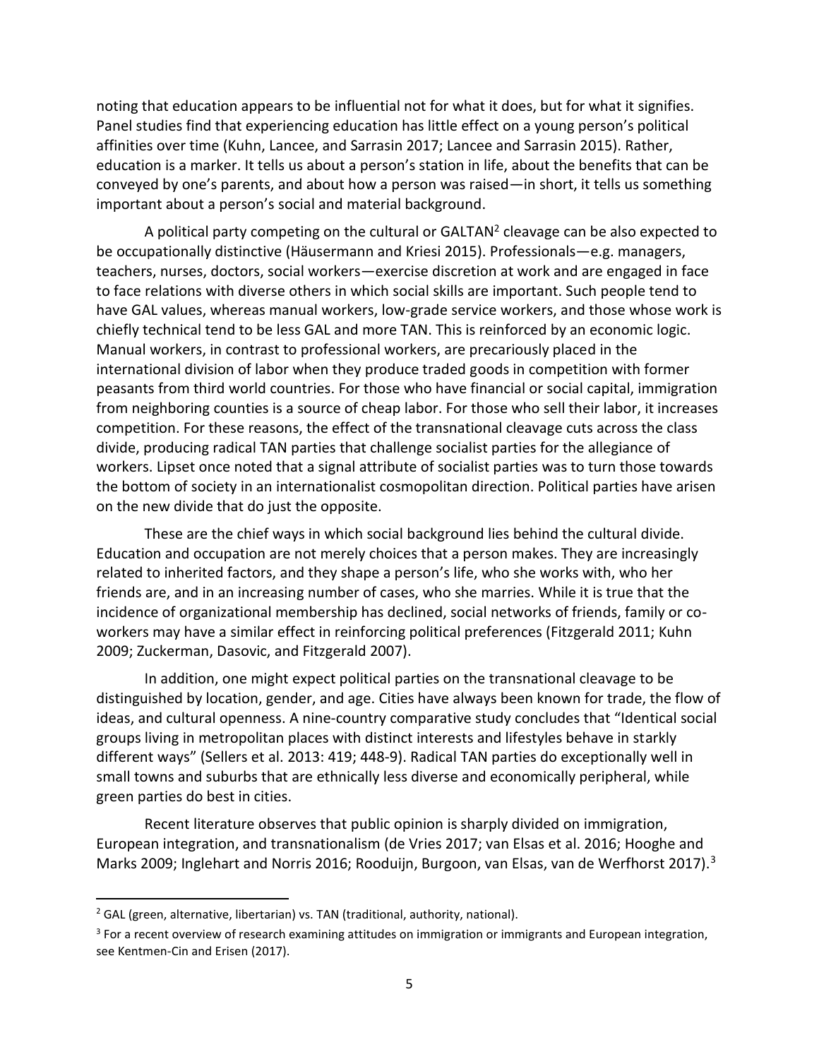noting that education appears to be influential not for what it does, but for what it signifies. Panel studies find that experiencing education has little effect on a young person's political affinities over time (Kuhn, Lancee, and Sarrasin 2017; Lancee and Sarrasin 2015). Rather, education is a marker. It tells us about a person's station in life, about the benefits that can be conveyed by one's parents, and about how a person was raised—in short, it tells us something important about a person's social and material background.

A political party competing on the cultural or GALTAN[2] cleavage can be also expected to be occupationally distinctive (Häusermann and Kriesi 2015). Professionals—e.g. managers, teachers, nurses, doctors, social workers—exercise discretion at work and are engaged in face to face relations with diverse others in which social skills are important. Such people tend to have GAL values, whereas manual workers, low-grade service workers, and those whose work is chiefly technical tend to be less GAL and more TAN. This is reinforced by an economic logic. Manual workers, in contrast to professional workers, are precariously placed in the international division of labor when they produce traded goods in competition with former peasants from third world countries. For those who have financial or social capital, immigration from neighboring counties is a source of cheap labor. For those who sell their labor, it increases competition. For these reasons, the effect of the transnational cleavage cuts across the class divide, producing radical TAN parties that challenge socialist parties for the allegiance of workers. Lipset once noted that a signal attribute of socialist parties was to turn those towards the bottom of society in an internationalist cosmopolitan direction. Political parties have arisen on the new divide that do just the opposite.

These are the chief ways in which social background lies behind the cultural divide. Education and occupation are not merely choices that a person makes. They are increasingly related to inherited factors, and they shape a person's life, who she works with, who her friends are, and in an increasing number of cases, who she marries. While it is true that the incidence of organizational membership has declined, social networks of friends, family or co-workers may have a similar effect in reinforcing political preferences (Fitzgerald 2011; Kuhn 2009; Zuckerman, Dasovic, and Fitzgerald 2007).

In addition, one might expect political parties on the transnational cleavage to be distinguished by location, gender, and age. Cities have always been known for trade, the flow of ideas, and cultural openness. A nine-country comparative study concludes that "Identical social groups living in metropolitan places with distinct interests and lifestyles behave in starkly different ways" (Sellers et al. 2013: 419; 448-9). Radical TAN parties do exceptionally well in small towns and suburbs that are ethnically less diverse and economically peripheral, while green parties do best in cities.

Recent literature observes that public opinion is sharply divided on immigration, European integration, and transnationalism (de Vries 2017; van Elsas et al. 2016; Hooghe and Marks 2009; Inglehart and Norris 2016; Rooduijn, Burgoon, van Elsas, van de Werfhorst 2017).[3]

---

[2] GAL (green, alternative, libertarian) vs. TAN (traditional, authority, national).

[3] For a recent overview of research examining attitudes on immigration or immigrants and European integration, see Kentmen-Cin and Erisen (2017).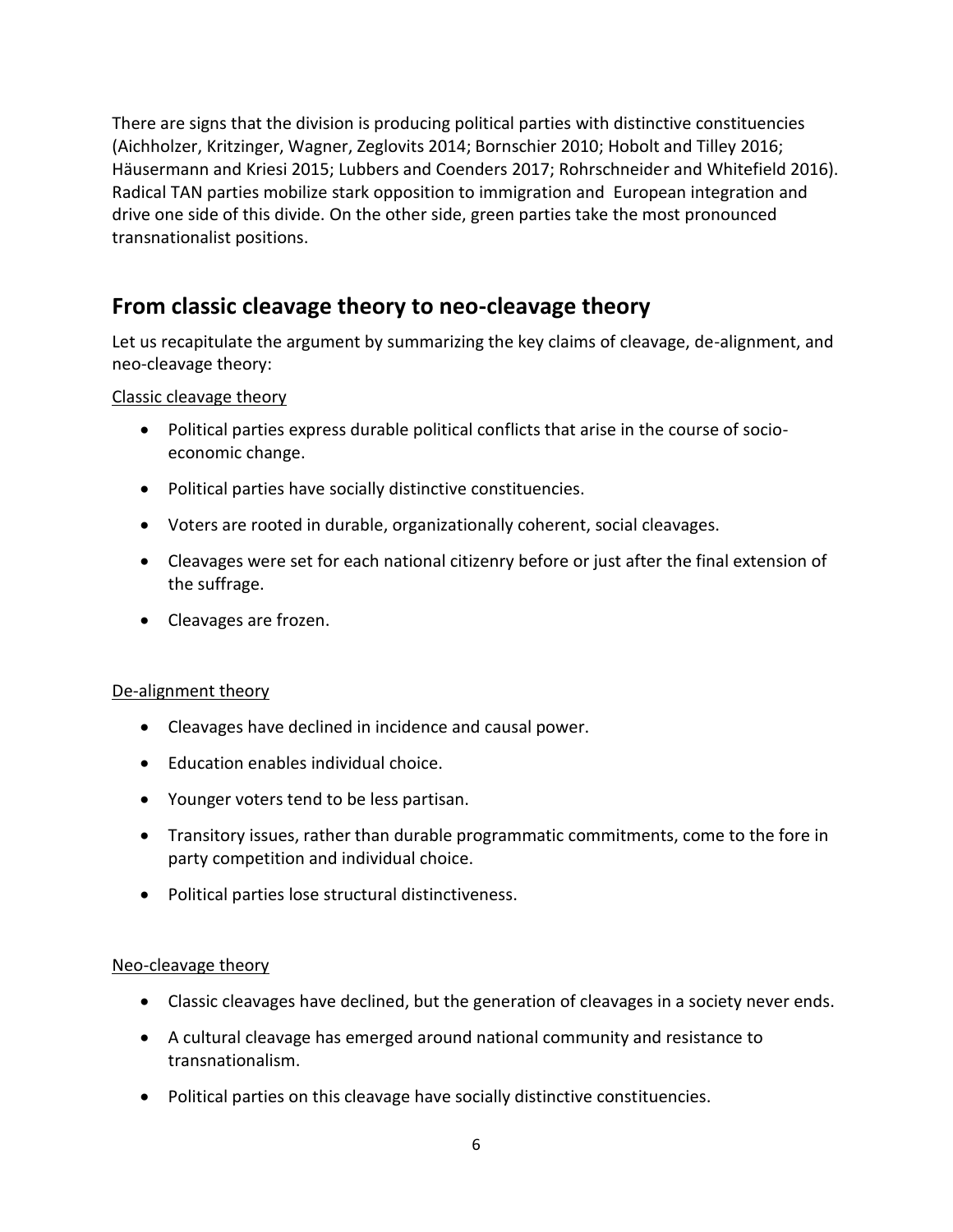There are signs that the division is producing political parties with distinctive constituencies (Aichholzer, Kritzinger, Wagner, Zeglovits 2014; Bornschier 2010; Hobolt and Tilley 2016; Häusermann and Kriesi 2015; Lubbers and Coenders 2017; Rohrschneider and Whitefield 2016). Radical TAN parties mobilize stark opposition to immigration and European integration and drive one side of this divide. On the other side, green parties take the most pronounced transnationalist positions.

## From classic cleavage theory to neo-cleavage theory

Let us recapitulate the argument by summarizing the key claims of cleavage, de-alignment, and neo-cleavage theory:

Classic cleavage theory

- Political parties express durable political conflicts that arise in the course of socio-economic change.
- Political parties have socially distinctive constituencies.
- Voters are rooted in durable, organizationally coherent, social cleavages.
- Cleavages were set for each national citizenry before or just after the final extension of the suffrage.
- Cleavages are frozen.

De-alignment theory

- Cleavages have declined in incidence and causal power.
- Education enables individual choice.
- Younger voters tend to be less partisan.
- Transitory issues, rather than durable programmatic commitments, come to the fore in party competition and individual choice.
- Political parties lose structural distinctiveness.

Neo-cleavage theory

- Classic cleavages have declined, but the generation of cleavages in a society never ends.
- A cultural cleavage has emerged around national community and resistance to transnationalism.
- Political parties on this cleavage have socially distinctive constituencies.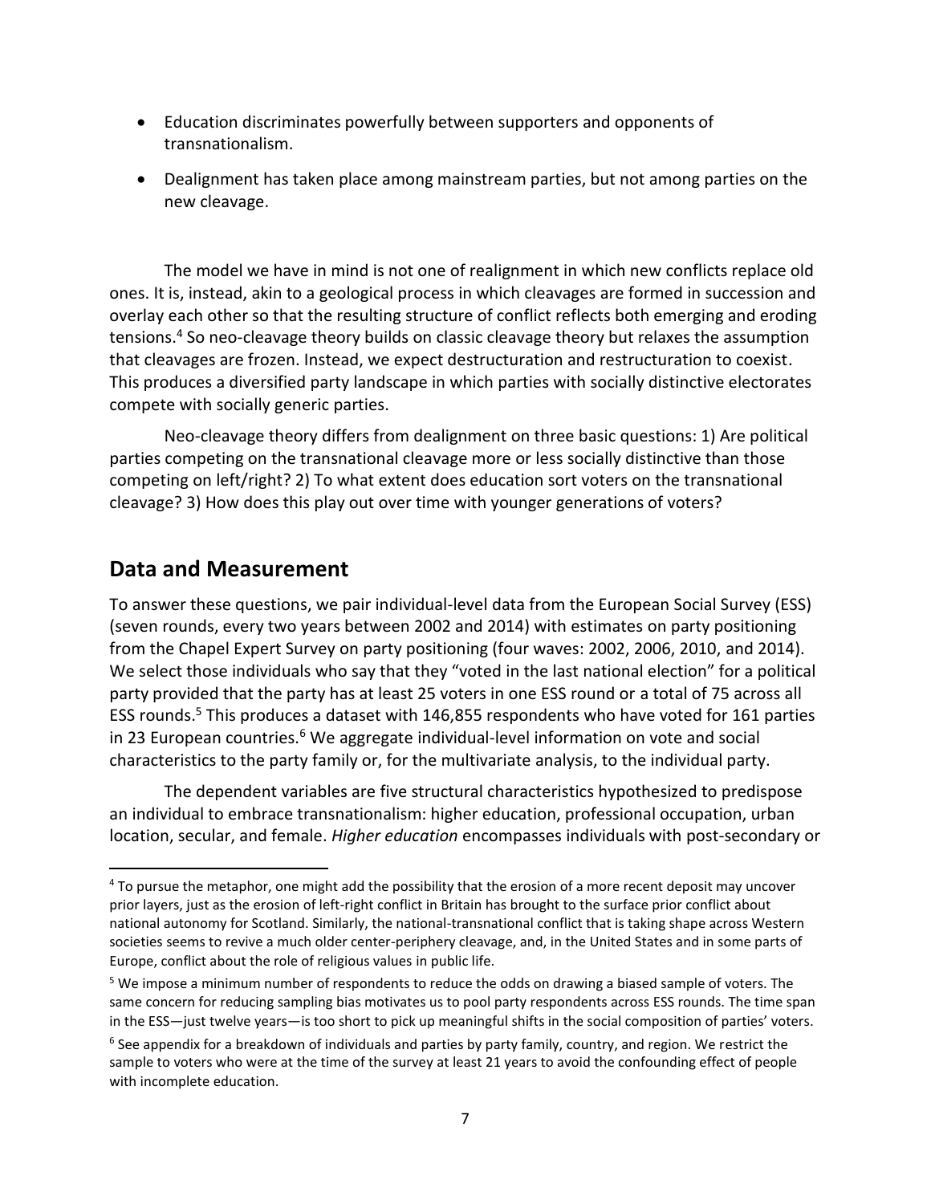- Education discriminates powerfully between supporters and opponents of transnationalism.
- Dealignment has taken place among mainstream parties, but not among parties on the new cleavage.

The model we have in mind is not one of realignment in which new conflicts replace old ones. It is, instead, akin to a geological process in which cleavages are formed in succession and overlay each other so that the resulting structure of conflict reflects both emerging and eroding tensions.[4] So neo-cleavage theory builds on classic cleavage theory but relaxes the assumption that cleavages are frozen. Instead, we expect destructuration and restructuration to coexist. This produces a diversified party landscape in which parties with socially distinctive electorates compete with socially generic parties.

Neo-cleavage theory differs from dealignment on three basic questions: 1) Are political parties competing on the transnational cleavage more or less socially distinctive than those competing on left/right? 2) To what extent does education sort voters on the transnational cleavage? 3) How does this play out over time with younger generations of voters?

## Data and Measurement

To answer these questions, we pair individual-level data from the European Social Survey (ESS) (seven rounds, every two years between 2002 and 2014) with estimates on party positioning from the Chapel Expert Survey on party positioning (four waves: 2002, 2006, 2010, and 2014). We select those individuals who say that they "voted in the last national election" for a political party provided that the party has at least 25 voters in one ESS round or a total of 75 across all ESS rounds.[5] This produces a dataset with 146,855 respondents who have voted for 161 parties in 23 European countries.[6] We aggregate individual-level information on vote and social characteristics to the party family or, for the multivariate analysis, to the individual party.

The dependent variables are five structural characteristics hypothesized to predispose an individual to embrace transnationalism: higher education, professional occupation, urban location, secular, and female. *Higher education* encompasses individuals with post-secondary or

---

[4] To pursue the metaphor, one might add the possibility that the erosion of a more recent deposit may uncover prior layers, just as the erosion of left-right conflict in Britain has brought to the surface prior conflict about national autonomy for Scotland. Similarly, the national-transnational conflict that is taking shape across Western societies seems to revive a much older center-periphery cleavage, and, in the United States and in some parts of Europe, conflict about the role of religious values in public life.

[5] We impose a minimum number of respondents to reduce the odds on drawing a biased sample of voters. The same concern for reducing sampling bias motivates us to pool party respondents across ESS rounds. The time span in the ESS—just twelve years—is too short to pick up meaningful shifts in the social composition of parties' voters.

[6] See appendix for a breakdown of individuals and parties by party family, country, and region. We restrict the sample to voters who were at the time of the survey at least 21 years to avoid the confounding effect of people with incomplete education.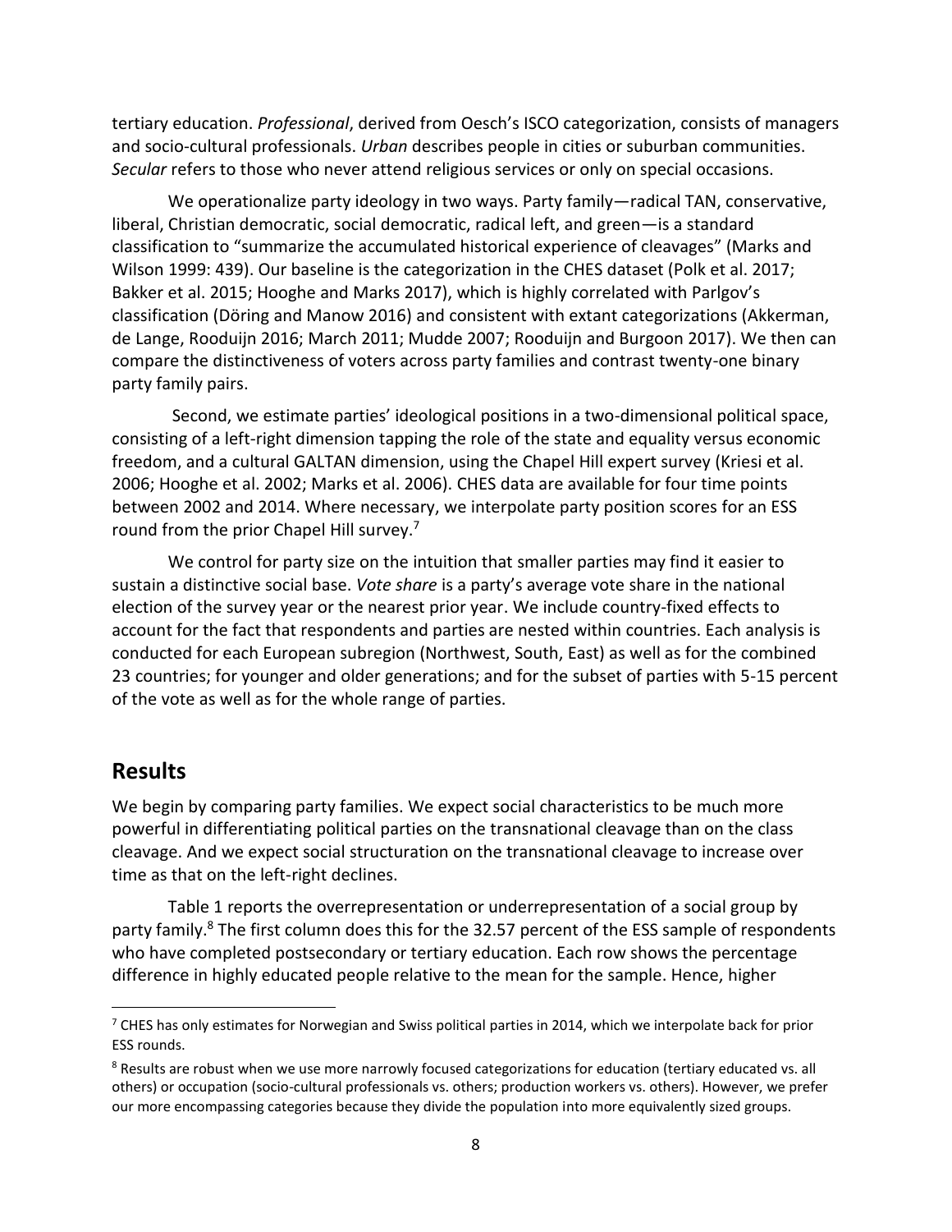tertiary education. *Professional*, derived from Oesch's ISCO categorization, consists of managers and socio-cultural professionals. *Urban* describes people in cities or suburban communities. *Secular* refers to those who never attend religious services or only on special occasions.

We operationalize party ideology in two ways. Party family—radical TAN, conservative, liberal, Christian democratic, social democratic, radical left, and green—is a standard classification to "summarize the accumulated historical experience of cleavages" (Marks and Wilson 1999: 439). Our baseline is the categorization in the CHES dataset (Polk et al. 2017; Bakker et al. 2015; Hooghe and Marks 2017), which is highly correlated with Parlgov's classification (Döring and Manow 2016) and consistent with extant categorizations (Akkerman, de Lange, Rooduijn 2016; March 2011; Mudde 2007; Rooduijn and Burgoon 2017). We then can compare the distinctiveness of voters across party families and contrast twenty-one binary party family pairs.

Second, we estimate parties' ideological positions in a two-dimensional political space, consisting of a left-right dimension tapping the role of the state and equality versus economic freedom, and a cultural GALTAN dimension, using the Chapel Hill expert survey (Kriesi et al. 2006; Hooghe et al. 2002; Marks et al. 2006). CHES data are available for four time points between 2002 and 2014. Where necessary, we interpolate party position scores for an ESS round from the prior Chapel Hill survey.[7]

We control for party size on the intuition that smaller parties may find it easier to sustain a distinctive social base. *Vote share* is a party's average vote share in the national election of the survey year or the nearest prior year. We include country-fixed effects to account for the fact that respondents and parties are nested within countries. Each analysis is conducted for each European subregion (Northwest, South, East) as well as for the combined 23 countries; for younger and older generations; and for the subset of parties with 5-15 percent of the vote as well as for the whole range of parties.

## Results

We begin by comparing party families. We expect social characteristics to be much more powerful in differentiating political parties on the transnational cleavage than on the class cleavage. And we expect social structuration on the transnational cleavage to increase over time as that on the left-right declines.

Table 1 reports the overrepresentation or underrepresentation of a social group by party family.[8] The first column does this for the 32.57 percent of the ESS sample of respondents who have completed postsecondary or tertiary education. Each row shows the percentage difference in highly educated people relative to the mean for the sample. Hence, higher

---

[7] CHES has only estimates for Norwegian and Swiss political parties in 2014, which we interpolate back for prior ESS rounds.

[8] Results are robust when we use more narrowly focused categorizations for education (tertiary educated vs. all others) or occupation (socio-cultural professionals vs. others; production workers vs. others). However, we prefer our more encompassing categories because they divide the population into more equivalently sized groups.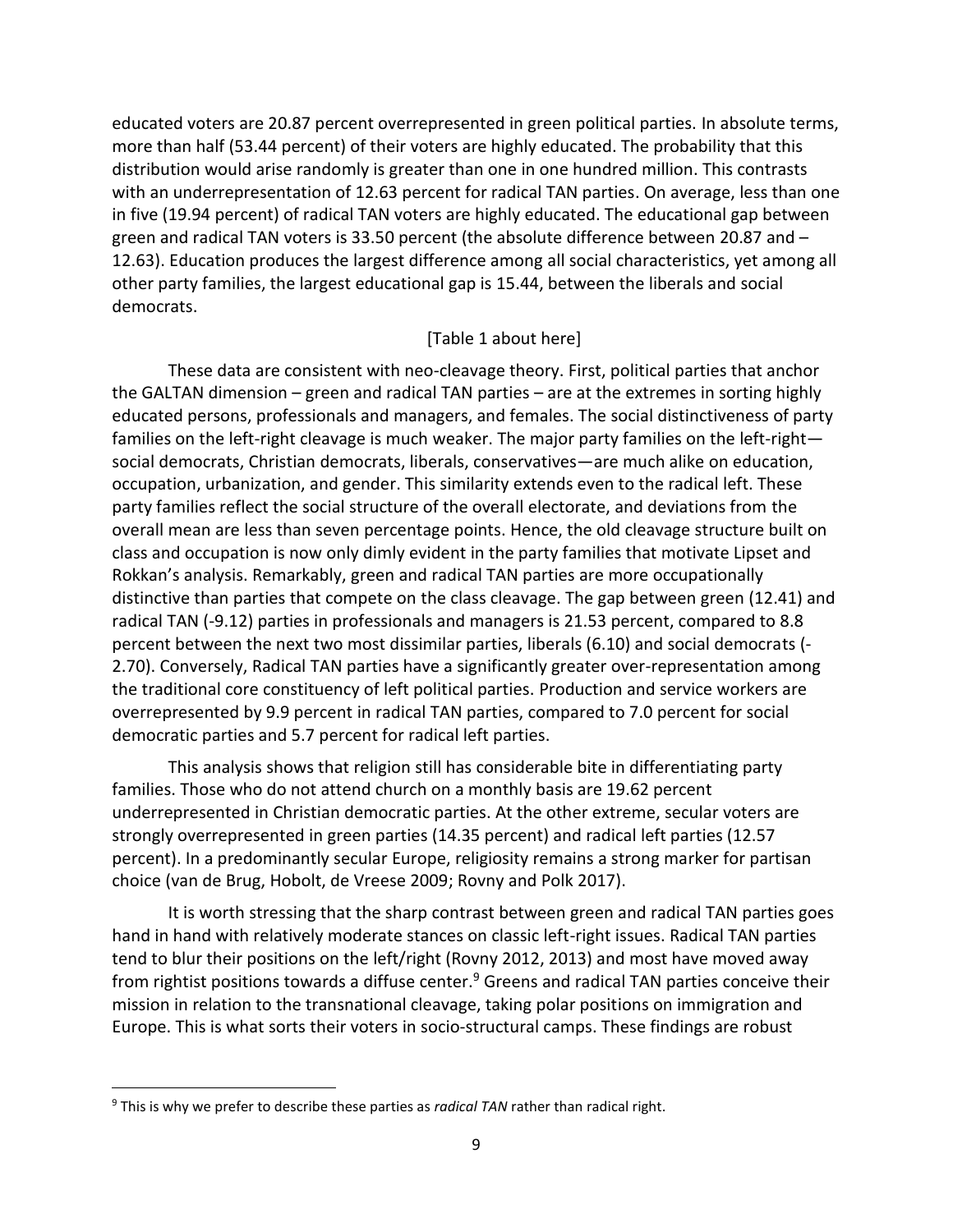educated voters are 20.87 percent overrepresented in green political parties. In absolute terms, more than half (53.44 percent) of their voters are highly educated. The probability that this distribution would arise randomly is greater than one in one hundred million. This contrasts with an underrepresentation of 12.63 percent for radical TAN parties. On average, less than one in five (19.94 percent) of radical TAN voters are highly educated. The educational gap between green and radical TAN voters is 33.50 percent (the absolute difference between 20.87 and –12.63). Education produces the largest difference among all social characteristics, yet among all other party families, the largest educational gap is 15.44, between the liberals and social democrats.

[Table 1 about here]

These data are consistent with neo-cleavage theory. First, political parties that anchor the GALTAN dimension – green and radical TAN parties – are at the extremes in sorting highly educated persons, professionals and managers, and females. The social distinctiveness of party families on the left-right cleavage is much weaker. The major party families on the left-right—social democrats, Christian democrats, liberals, conservatives—are much alike on education, occupation, urbanization, and gender. This similarity extends even to the radical left. These party families reflect the social structure of the overall electorate, and deviations from the overall mean are less than seven percentage points. Hence, the old cleavage structure built on class and occupation is now only dimly evident in the party families that motivate Lipset and Rokkan's analysis. Remarkably, green and radical TAN parties are more occupationally distinctive than parties that compete on the class cleavage. The gap between green (12.41) and radical TAN (-9.12) parties in professionals and managers is 21.53 percent, compared to 8.8 percent between the next two most dissimilar parties, liberals (6.10) and social democrats (-2.70). Conversely, Radical TAN parties have a significantly greater over-representation among the traditional core constituency of left political parties. Production and service workers are overrepresented by 9.9 percent in radical TAN parties, compared to 7.0 percent for social democratic parties and 5.7 percent for radical left parties.

This analysis shows that religion still has considerable bite in differentiating party families. Those who do not attend church on a monthly basis are 19.62 percent underrepresented in Christian democratic parties. At the other extreme, secular voters are strongly overrepresented in green parties (14.35 percent) and radical left parties (12.57 percent). In a predominantly secular Europe, religiosity remains a strong marker for partisan choice (van de Brug, Hobolt, de Vreese 2009; Rovny and Polk 2017).

It is worth stressing that the sharp contrast between green and radical TAN parties goes hand in hand with relatively moderate stances on classic left-right issues. Radical TAN parties tend to blur their positions on the left/right (Rovny 2012, 2013) and most have moved away from rightist positions towards a diffuse center.[9] Greens and radical TAN parties conceive their mission in relation to the transnational cleavage, taking polar positions on immigration and Europe. This is what sorts their voters in socio-structural camps. These findings are robust

---

[9] This is why we prefer to describe these parties as *radical TAN* rather than radical right.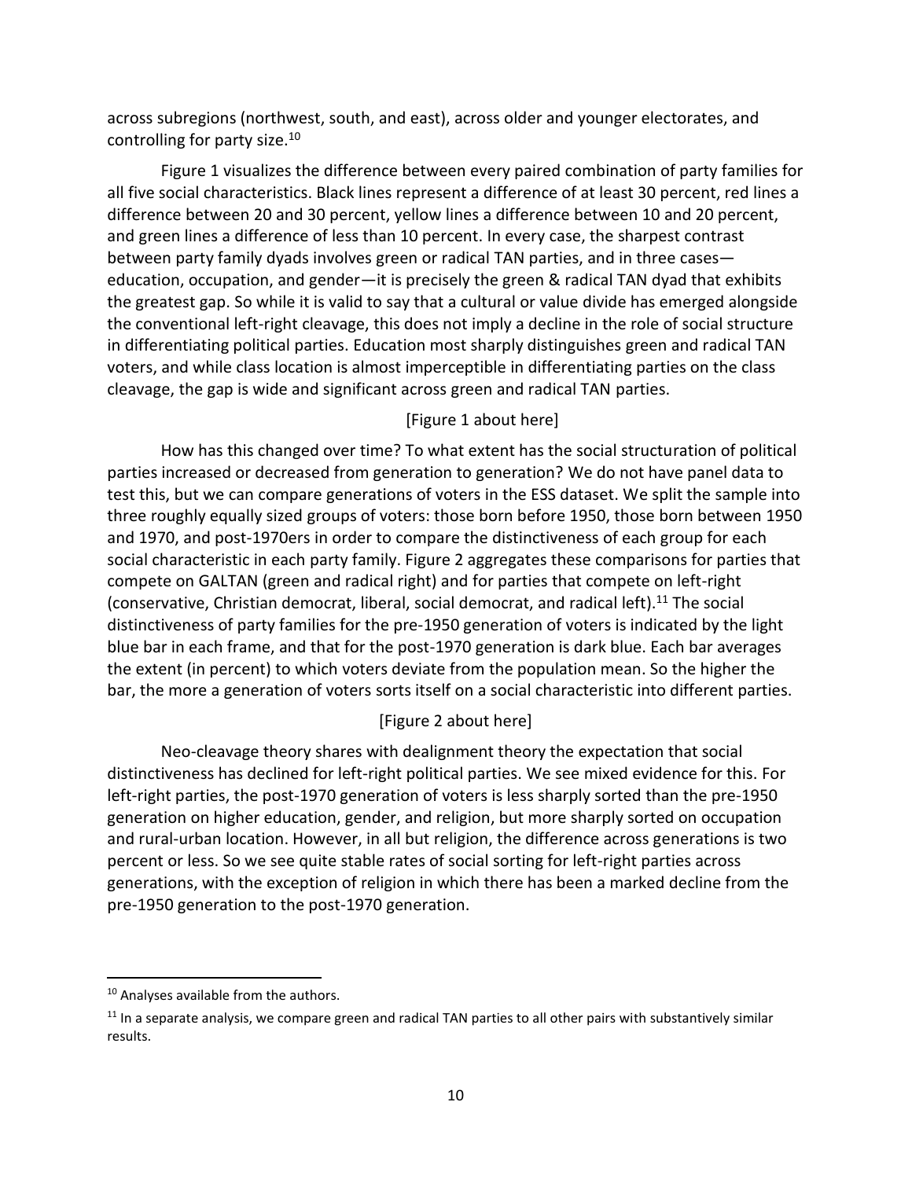across subregions (northwest, south, and east), across older and younger electorates, and controlling for party size.[10]

Figure 1 visualizes the difference between every paired combination of party families for all five social characteristics. Black lines represent a difference of at least 30 percent, red lines a difference between 20 and 30 percent, yellow lines a difference between 10 and 20 percent, and green lines a difference of less than 10 percent. In every case, the sharpest contrast between party family dyads involves green or radical TAN parties, and in three cases—education, occupation, and gender—it is precisely the green & radical TAN dyad that exhibits the greatest gap. So while it is valid to say that a cultural or value divide has emerged alongside the conventional left-right cleavage, this does not imply a decline in the role of social structure in differentiating political parties. Education most sharply distinguishes green and radical TAN voters, and while class location is almost imperceptible in differentiating parties on the class cleavage, the gap is wide and significant across green and radical TAN parties.

[Figure 1 about here]

How has this changed over time? To what extent has the social structuration of political parties increased or decreased from generation to generation? We do not have panel data to test this, but we can compare generations of voters in the ESS dataset. We split the sample into three roughly equally sized groups of voters: those born before 1950, those born between 1950 and 1970, and post-1970ers in order to compare the distinctiveness of each group for each social characteristic in each party family. Figure 2 aggregates these comparisons for parties that compete on GALTAN (green and radical right) and for parties that compete on left-right (conservative, Christian democrat, liberal, social democrat, and radical left).[11] The social distinctiveness of party families for the pre-1950 generation of voters is indicated by the light blue bar in each frame, and that for the post-1970 generation is dark blue. Each bar averages the extent (in percent) to which voters deviate from the population mean. So the higher the bar, the more a generation of voters sorts itself on a social characteristic into different parties.

[Figure 2 about here]

Neo-cleavage theory shares with dealignment theory the expectation that social distinctiveness has declined for left-right political parties. We see mixed evidence for this. For left-right parties, the post-1970 generation of voters is less sharply sorted than the pre-1950 generation on higher education, gender, and religion, but more sharply sorted on occupation and rural-urban location. However, in all but religion, the difference across generations is two percent or less. So we see quite stable rates of social sorting for left-right parties across generations, with the exception of religion in which there has been a marked decline from the pre-1950 generation to the post-1970 generation.

---

[10] Analyses available from the authors.

[11] In a separate analysis, we compare green and radical TAN parties to all other pairs with substantively similar results.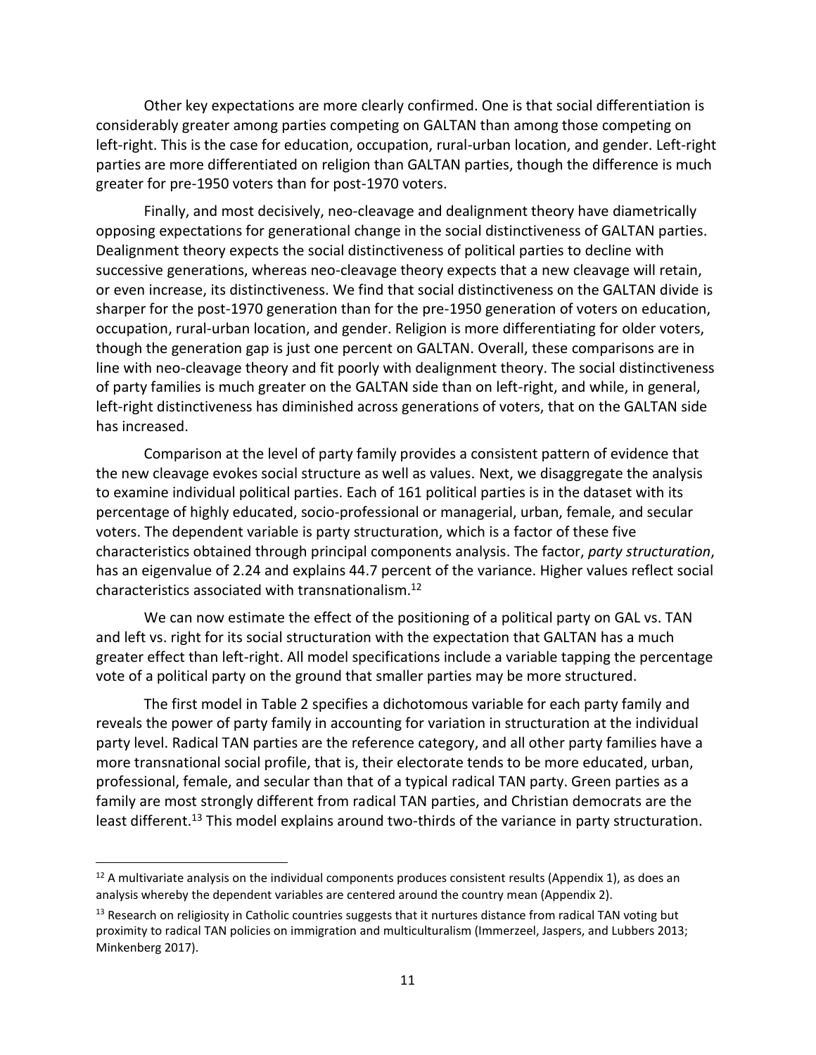Other key expectations are more clearly confirmed. One is that social differentiation is considerably greater among parties competing on GALTAN than among those competing on left-right. This is the case for education, occupation, rural-urban location, and gender. Left-right parties are more differentiated on religion than GALTAN parties, though the difference is much greater for pre-1950 voters than for post-1970 voters.

Finally, and most decisively, neo-cleavage and dealignment theory have diametrically opposing expectations for generational change in the social distinctiveness of GALTAN parties. Dealignment theory expects the social distinctiveness of political parties to decline with successive generations, whereas neo-cleavage theory expects that a new cleavage will retain, or even increase, its distinctiveness. We find that social distinctiveness on the GALTAN divide is sharper for the post-1970 generation than for the pre-1950 generation of voters on education, occupation, rural-urban location, and gender. Religion is more differentiating for older voters, though the generation gap is just one percent on GALTAN. Overall, these comparisons are in line with neo-cleavage theory and fit poorly with dealignment theory. The social distinctiveness of party families is much greater on the GALTAN side than on left-right, and while, in general, left-right distinctiveness has diminished across generations of voters, that on the GALTAN side has increased.

Comparison at the level of party family provides a consistent pattern of evidence that the new cleavage evokes social structure as well as values. Next, we disaggregate the analysis to examine individual political parties. Each of 161 political parties is in the dataset with its percentage of highly educated, socio-professional or managerial, urban, female, and secular voters. The dependent variable is party structuration, which is a factor of these five characteristics obtained through principal components analysis. The factor, *party structuration*, has an eigenvalue of 2.24 and explains 44.7 percent of the variance. Higher values reflect social characteristics associated with transnationalism.[12]

We can now estimate the effect of the positioning of a political party on GAL vs. TAN and left vs. right for its social structuration with the expectation that GALTAN has a much greater effect than left-right. All model specifications include a variable tapping the percentage vote of a political party on the ground that smaller parties may be more structured.

The first model in Table 2 specifies a dichotomous variable for each party family and reveals the power of party family in accounting for variation in structuration at the individual party level. Radical TAN parties are the reference category, and all other party families have a more transnational social profile, that is, their electorate tends to be more educated, urban, professional, female, and secular than that of a typical radical TAN party. Green parties as a family are most strongly different from radical TAN parties, and Christian democrats are the least different.[13] This model explains around two-thirds of the variance in party structuration.

---

[12] A multivariate analysis on the individual components produces consistent results (Appendix 1), as does an analysis whereby the dependent variables are centered around the country mean (Appendix 2).

[13] Research on religiosity in Catholic countries suggests that it nurtures distance from radical TAN voting but proximity to radical TAN policies on immigration and multiculturalism (Immerzeel, Jaspers, and Lubbers 2013; Minkenberg 2017).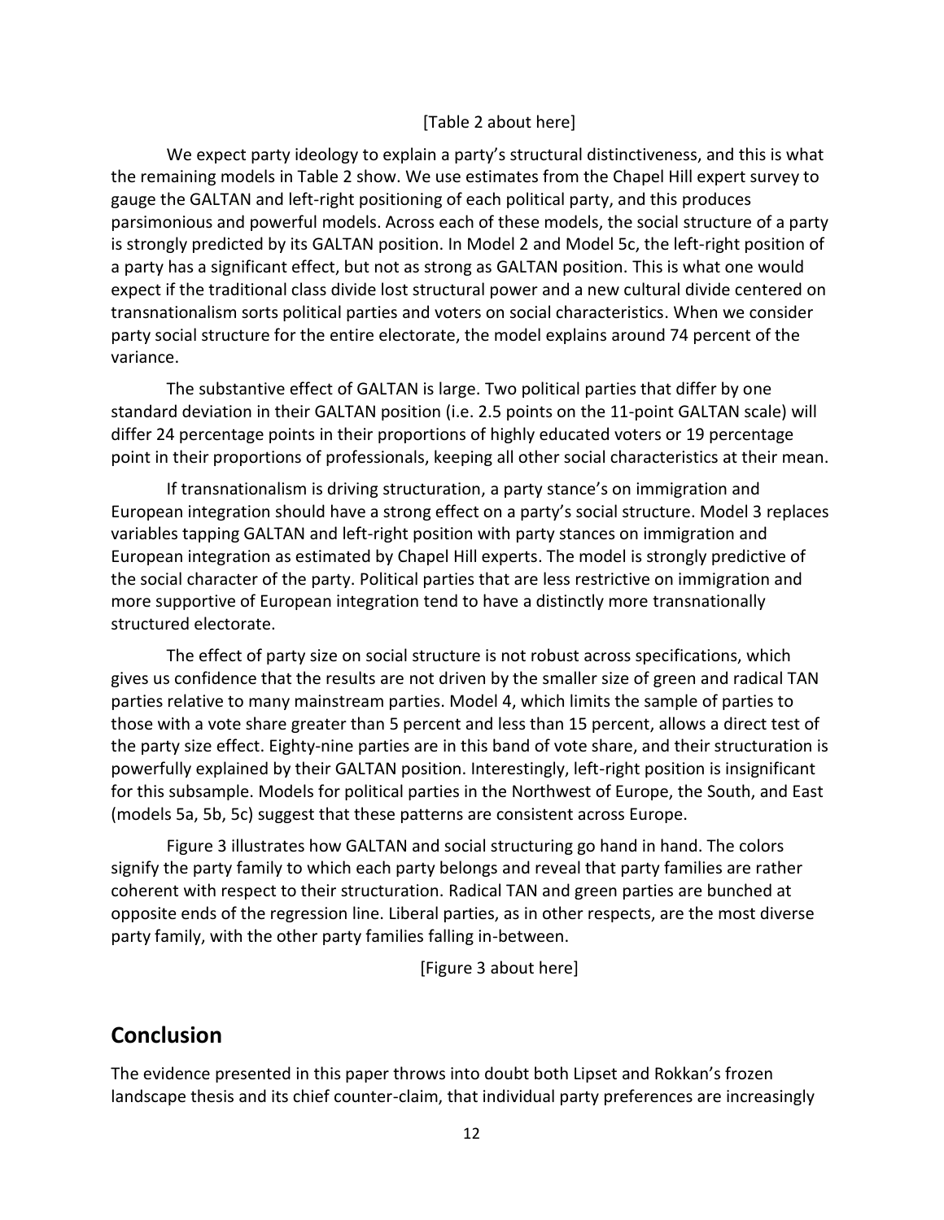[Table 2 about here]

We expect party ideology to explain a party's structural distinctiveness, and this is what the remaining models in Table 2 show. We use estimates from the Chapel Hill expert survey to gauge the GALTAN and left-right positioning of each political party, and this produces parsimonious and powerful models. Across each of these models, the social structure of a party is strongly predicted by its GALTAN position. In Model 2 and Model 5c, the left-right position of a party has a significant effect, but not as strong as GALTAN position. This is what one would expect if the traditional class divide lost structural power and a new cultural divide centered on transnationalism sorts political parties and voters on social characteristics. When we consider party social structure for the entire electorate, the model explains around 74 percent of the variance.

The substantive effect of GALTAN is large. Two political parties that differ by one standard deviation in their GALTAN position (i.e. 2.5 points on the 11-point GALTAN scale) will differ 24 percentage points in their proportions of highly educated voters or 19 percentage point in their proportions of professionals, keeping all other social characteristics at their mean.

If transnationalism is driving structuration, a party stance's on immigration and European integration should have a strong effect on a party's social structure. Model 3 replaces variables tapping GALTAN and left-right position with party stances on immigration and European integration as estimated by Chapel Hill experts. The model is strongly predictive of the social character of the party. Political parties that are less restrictive on immigration and more supportive of European integration tend to have a distinctly more transnationally structured electorate.

The effect of party size on social structure is not robust across specifications, which gives us confidence that the results are not driven by the smaller size of green and radical TAN parties relative to many mainstream parties. Model 4, which limits the sample of parties to those with a vote share greater than 5 percent and less than 15 percent, allows a direct test of the party size effect. Eighty-nine parties are in this band of vote share, and their structuration is powerfully explained by their GALTAN position. Interestingly, left-right position is insignificant for this subsample. Models for political parties in the Northwest of Europe, the South, and East (models 5a, 5b, 5c) suggest that these patterns are consistent across Europe.

Figure 3 illustrates how GALTAN and social structuring go hand in hand. The colors signify the party family to which each party belongs and reveal that party families are rather coherent with respect to their structuration. Radical TAN and green parties are bunched at opposite ends of the regression line. Liberal parties, as in other respects, are the most diverse party family, with the other party families falling in-between.

[Figure 3 about here]

## Conclusion

The evidence presented in this paper throws into doubt both Lipset and Rokkan's frozen landscape thesis and its chief counter-claim, that individual party preferences are increasingly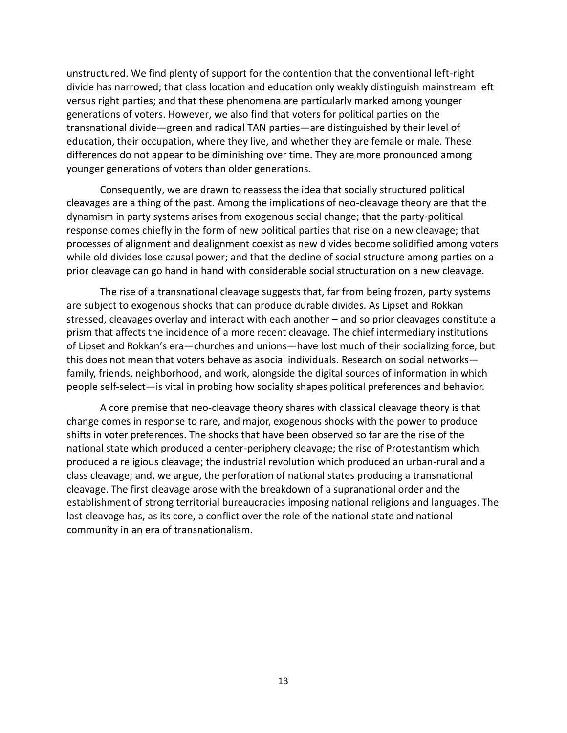unstructured. We find plenty of support for the contention that the conventional left-right divide has narrowed; that class location and education only weakly distinguish mainstream left versus right parties; and that these phenomena are particularly marked among younger generations of voters. However, we also find that voters for political parties on the transnational divide—green and radical TAN parties—are distinguished by their level of education, their occupation, where they live, and whether they are female or male. These differences do not appear to be diminishing over time. They are more pronounced among younger generations of voters than older generations.

Consequently, we are drawn to reassess the idea that socially structured political cleavages are a thing of the past. Among the implications of neo-cleavage theory are that the dynamism in party systems arises from exogenous social change; that the party-political response comes chiefly in the form of new political parties that rise on a new cleavage; that processes of alignment and dealignment coexist as new divides become solidified among voters while old divides lose causal power; and that the decline of social structure among parties on a prior cleavage can go hand in hand with considerable social structuration on a new cleavage.

The rise of a transnational cleavage suggests that, far from being frozen, party systems are subject to exogenous shocks that can produce durable divides. As Lipset and Rokkan stressed, cleavages overlay and interact with each another – and so prior cleavages constitute a prism that affects the incidence of a more recent cleavage. The chief intermediary institutions of Lipset and Rokkan's era—churches and unions—have lost much of their socializing force, but this does not mean that voters behave as asocial individuals. Research on social networks—family, friends, neighborhood, and work, alongside the digital sources of information in which people self-select—is vital in probing how sociality shapes political preferences and behavior.

A core premise that neo-cleavage theory shares with classical cleavage theory is that change comes in response to rare, and major, exogenous shocks with the power to produce shifts in voter preferences. The shocks that have been observed so far are the rise of the national state which produced a center-periphery cleavage; the rise of Protestantism which produced a religious cleavage; the industrial revolution which produced an urban-rural and a class cleavage; and, we argue, the perforation of national states producing a transnational cleavage. The first cleavage arose with the breakdown of a supranational order and the establishment of strong territorial bureaucracies imposing national religions and languages. The last cleavage has, as its core, a conflict over the role of the national state and national community in an era of transnationalism.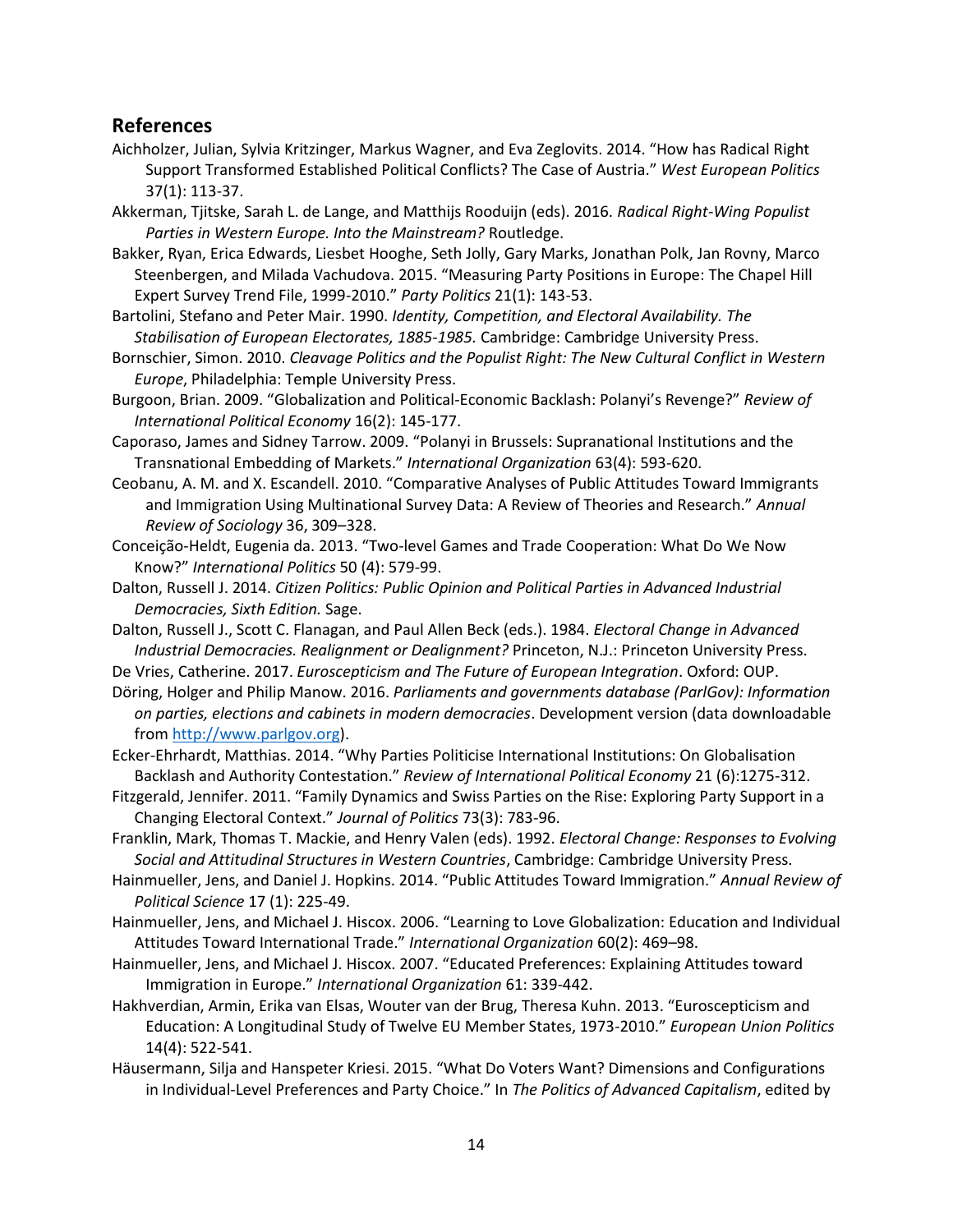## References

Aichholzer, Julian, Sylvia Kritzinger, Markus Wagner, and Eva Zeglovits. 2014. "How has Radical Right Support Transformed Established Political Conflicts? The Case of Austria." *West European Politics* 37(1): 113-37.

Akkerman, Tjitske, Sarah L. de Lange, and Matthijs Rooduijn (eds). 2016. *Radical Right-Wing Populist Parties in Western Europe. Into the Mainstream?* Routledge.

Bakker, Ryan, Erica Edwards, Liesbet Hooghe, Seth Jolly, Gary Marks, Jonathan Polk, Jan Rovny, Marco Steenbergen, and Milada Vachudova. 2015. "Measuring Party Positions in Europe: The Chapel Hill Expert Survey Trend File, 1999-2010." *Party Politics* 21(1): 143-53.

Bartolini, Stefano and Peter Mair. 1990. *Identity, Competition, and Electoral Availability. The Stabilisation of European Electorates, 1885-1985.* Cambridge: Cambridge University Press.

Bornschier, Simon. 2010. *Cleavage Politics and the Populist Right: The New Cultural Conflict in Western Europe*, Philadelphia: Temple University Press.

Burgoon, Brian. 2009. "Globalization and Political-Economic Backlash: Polanyi's Revenge?" *Review of International Political Economy* 16(2): 145-177.

Caporaso, James and Sidney Tarrow. 2009. "Polanyi in Brussels: Supranational Institutions and the Transnational Embedding of Markets." *International Organization* 63(4): 593-620.

Ceobanu, A. M. and X. Escandell. 2010. "Comparative Analyses of Public Attitudes Toward Immigrants and Immigration Using Multinational Survey Data: A Review of Theories and Research." *Annual Review of Sociology* 36, 309–328.

Conceição-Heldt, Eugenia da. 2013. "Two-level Games and Trade Cooperation: What Do We Now Know?" *International Politics* 50 (4): 579-99.

Dalton, Russell J. 2014. *Citizen Politics: Public Opinion and Political Parties in Advanced Industrial Democracies, Sixth Edition.* Sage.

Dalton, Russell J., Scott C. Flanagan, and Paul Allen Beck (eds.). 1984. *Electoral Change in Advanced Industrial Democracies. Realignment or Dealignment?* Princeton, N.J.: Princeton University Press.

De Vries, Catherine. 2017. *Euroscepticism and The Future of European Integration*. Oxford: OUP.

Döring, Holger and Philip Manow. 2016. *Parliaments and governments database (ParlGov): Information on parties, elections and cabinets in modern democracies*. Development version (data downloadable from http://www.parlgov.org).

Ecker-Ehrhardt, Matthias. 2014. "Why Parties Politicise International Institutions: On Globalisation Backlash and Authority Contestation." *Review of International Political Economy* 21 (6):1275-312.

Fitzgerald, Jennifer. 2011. "Family Dynamics and Swiss Parties on the Rise: Exploring Party Support in a Changing Electoral Context." *Journal of Politics* 73(3): 783-96.

Franklin, Mark, Thomas T. Mackie, and Henry Valen (eds). 1992. *Electoral Change: Responses to Evolving Social and Attitudinal Structures in Western Countries*, Cambridge: Cambridge University Press.

Hainmueller, Jens, and Daniel J. Hopkins. 2014. "Public Attitudes Toward Immigration." *Annual Review of Political Science* 17 (1): 225-49.

Hainmueller, Jens, and Michael J. Hiscox. 2006. "Learning to Love Globalization: Education and Individual Attitudes Toward International Trade." *International Organization* 60(2): 469–98.

Hainmueller, Jens, and Michael J. Hiscox. 2007. "Educated Preferences: Explaining Attitudes toward Immigration in Europe." *International Organization* 61: 339-442.

Hakhverdian, Armin, Erika van Elsas, Wouter van der Brug, Theresa Kuhn. 2013. "Euroscepticism and Education: A Longitudinal Study of Twelve EU Member States, 1973-2010." *European Union Politics* 14(4): 522-541.

Häusermann, Silja and Hanspeter Kriesi. 2015. "What Do Voters Want? Dimensions and Configurations in Individual-Level Preferences and Party Choice." In *The Politics of Advanced Capitalism*, edited by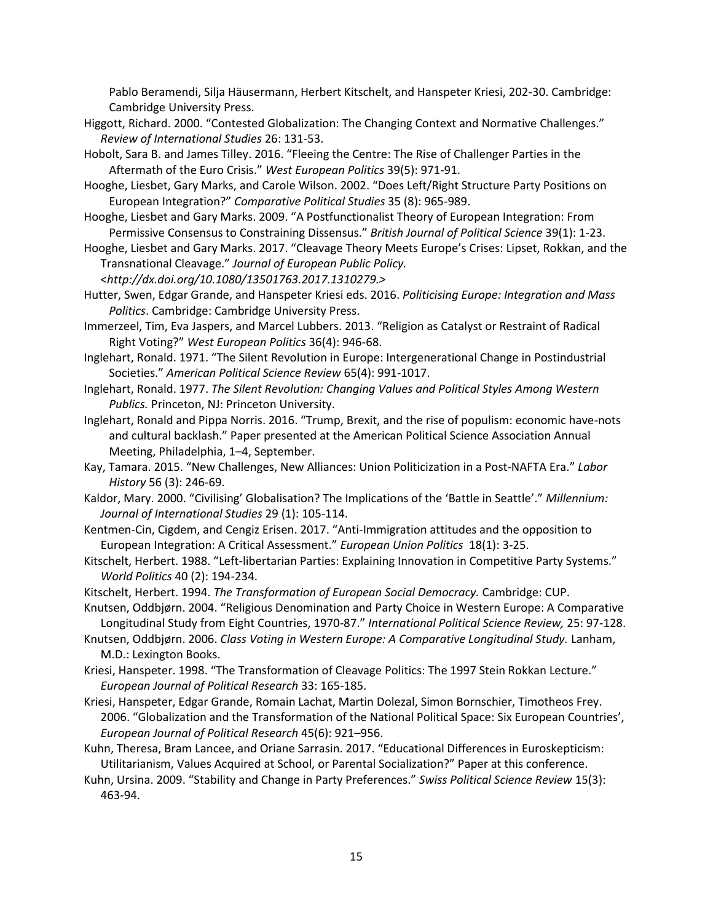Pablo Beramendi, Silja Häusermann, Herbert Kitschelt, and Hanspeter Kriesi, 202-30. Cambridge: Cambridge University Press.

Higgott, Richard. 2000. "Contested Globalization: The Changing Context and Normative Challenges." *Review of International Studies* 26: 131-53.

Hobolt, Sara B. and James Tilley. 2016. "Fleeing the Centre: The Rise of Challenger Parties in the Aftermath of the Euro Crisis." *West European Politics* 39(5): 971-91.

Hooghe, Liesbet, Gary Marks, and Carole Wilson. 2002. "Does Left/Right Structure Party Positions on European Integration?" *Comparative Political Studies* 35 (8): 965-989.

Hooghe, Liesbet and Gary Marks. 2009. "A Postfunctionalist Theory of European Integration: From Permissive Consensus to Constraining Dissensus." *British Journal of Political Science* 39(1): 1-23.

Hooghe, Liesbet and Gary Marks. 2017. "Cleavage Theory Meets Europe's Crises: Lipset, Rokkan, and the Transnational Cleavage." *Journal of European Public Policy.* <*http://dx.doi.org/10.1080/13501763.2017.1310279.*>

Hutter, Swen, Edgar Grande, and Hanspeter Kriesi eds. 2016. *Politicising Europe: Integration and Mass Politics*. Cambridge: Cambridge University Press.

Immerzeel, Tim, Eva Jaspers, and Marcel Lubbers. 2013. "Religion as Catalyst or Restraint of Radical Right Voting?" *West European Politics* 36(4): 946-68.

Inglehart, Ronald. 1971. "The Silent Revolution in Europe: Intergenerational Change in Postindustrial Societies." *American Political Science Review* 65(4): 991-1017.

Inglehart, Ronald. 1977. *The Silent Revolution: Changing Values and Political Styles Among Western Publics.* Princeton, NJ: Princeton University.

Inglehart, Ronald and Pippa Norris. 2016. "Trump, Brexit, and the rise of populism: economic have-nots and cultural backlash." Paper presented at the American Political Science Association Annual Meeting, Philadelphia, 1–4, September.

Kay, Tamara. 2015. "New Challenges, New Alliances: Union Politicization in a Post-NAFTA Era." *Labor History* 56 (3): 246-69.

Kaldor, Mary. 2000. "Civilising' Globalisation? The Implications of the 'Battle in Seattle'." *Millennium: Journal of International Studies* 29 (1): 105-114.

Kentmen-Cin, Cigdem, and Cengiz Erisen. 2017. "Anti-Immigration attitudes and the opposition to European Integration: A Critical Assessment." *European Union Politics* 18(1): 3-25.

Kitschelt, Herbert. 1988. "Left-libertarian Parties: Explaining Innovation in Competitive Party Systems." *World Politics* 40 (2): 194-234.

Kitschelt, Herbert. 1994. *The Transformation of European Social Democracy.* Cambridge: CUP.

Knutsen, Oddbjørn. 2004. "Religious Denomination and Party Choice in Western Europe: A Comparative Longitudinal Study from Eight Countries, 1970-87." *International Political Science Review,* 25: 97-128.

Knutsen, Oddbjørn. 2006. *Class Voting in Western Europe: A Comparative Longitudinal Study.* Lanham, M.D.: Lexington Books.

Kriesi, Hanspeter. 1998. "The Transformation of Cleavage Politics: The 1997 Stein Rokkan Lecture." *European Journal of Political Research* 33: 165-185.

Kriesi, Hanspeter, Edgar Grande, Romain Lachat, Martin Dolezal, Simon Bornschier, Timotheos Frey. 2006. "Globalization and the Transformation of the National Political Space: Six European Countries', *European Journal of Political Research* 45(6): 921–956.

Kuhn, Theresa, Bram Lancee, and Oriane Sarrasin. 2017. "Educational Differences in Euroskepticism: Utilitarianism, Values Acquired at School, or Parental Socialization?" Paper at this conference.

Kuhn, Ursina. 2009. "Stability and Change in Party Preferences." *Swiss Political Science Review* 15(3): 463-94.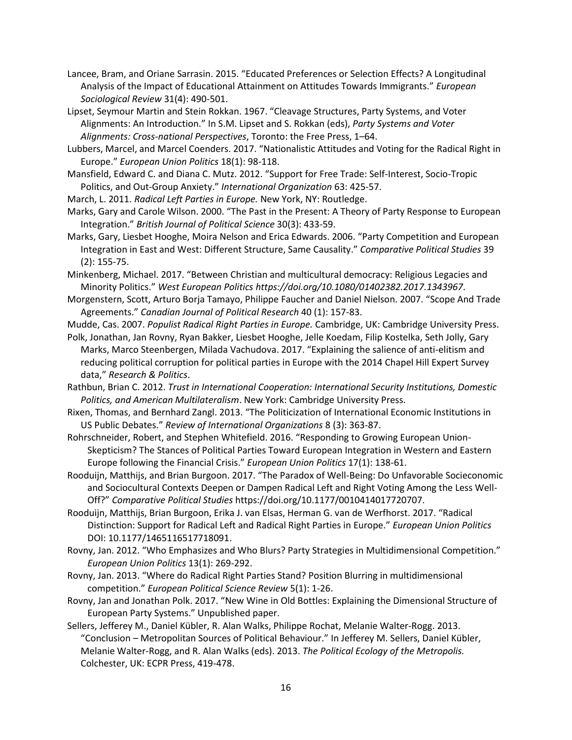Lancee, Bram, and Oriane Sarrasin. 2015. "Educated Preferences or Selection Effects? A Longitudinal Analysis of the Impact of Educational Attainment on Attitudes Towards Immigrants." *European Sociological Review* 31(4): 490-501.

Lipset, Seymour Martin and Stein Rokkan. 1967. "Cleavage Structures, Party Systems, and Voter Alignments: An Introduction." In S.M. Lipset and S. Rokkan (eds), *Party Systems and Voter Alignments: Cross-national Perspectives*, Toronto: the Free Press, 1–64.

Lubbers, Marcel, and Marcel Coenders. 2017. "Nationalistic Attitudes and Voting for the Radical Right in Europe." *European Union Politics* 18(1): 98-118.

Mansfield, Edward C. and Diana C. Mutz. 2012. "Support for Free Trade: Self-Interest, Socio-Tropic Politics, and Out-Group Anxiety." *International Organization* 63: 425-57.

March, L. 2011. *Radical Left Parties in Europe.* New York, NY: Routledge.

Marks, Gary and Carole Wilson. 2000. "The Past in the Present: A Theory of Party Response to European Integration." *British Journal of Political Science* 30(3): 433-59.

Marks, Gary, Liesbet Hooghe, Moira Nelson and Erica Edwards. 2006. "Party Competition and European Integration in East and West: Different Structure, Same Causality." *Comparative Political Studies* 39 (2): 155-75.

Minkenberg, Michael. 2017. "Between Christian and multicultural democracy: Religious Legacies and Minority Politics." *West European Politics https://doi.org/10.1080/01402382.2017.1343967.*

Morgenstern, Scott, Arturo Borja Tamayo, Philippe Faucher and Daniel Nielson. 2007. "Scope And Trade Agreements." *Canadian Journal of Political Research* 40 (1): 157-83.

Mudde, Cas. 2007. *Populist Radical Right Parties in Europe.* Cambridge, UK: Cambridge University Press.

Polk, Jonathan, Jan Rovny, Ryan Bakker, Liesbet Hooghe, Jelle Koedam, Filip Kostelka, Seth Jolly, Gary Marks, Marco Steenbergen, Milada Vachudova. 2017. "Explaining the salience of anti-elitism and reducing political corruption for political parties in Europe with the 2014 Chapel Hill Expert Survey data," *Research & Politics*.

Rathbun, Brian C. 2012. *Trust in International Cooperation: International Security Institutions, Domestic Politics, and American Multilateralism*. New York: Cambridge University Press.

Rixen, Thomas, and Bernhard Zangl. 2013. "The Politicization of International Economic Institutions in US Public Debates." *Review of International Organizations* 8 (3): 363-87.

Rohrschneider, Robert, and Stephen Whitefield. 2016. "Responding to Growing European Union-Skepticism? The Stances of Political Parties Toward European Integration in Western and Eastern Europe following the Financial Crisis." *European Union Politics* 17(1): 138-61.

Rooduijn, Matthijs, and Brian Burgoon. 2017. "The Paradox of Well-Being: Do Unfavorable Socieconomic and Sociocultural Contexts Deepen or Dampen Radical Left and Right Voting Among the Less Well-Off?" *Comparative Political Studies* https://doi.org/10.1177/0010414017720707.

Rooduijn, Matthijs, Brian Burgoon, Erika J. van Elsas, Herman G. van de Werfhorst. 2017. "Radical Distinction: Support for Radical Left and Radical Right Parties in Europe." *European Union Politics* DOI: 10.1177/1465116517718091.

Rovny, Jan. 2012. "Who Emphasizes and Who Blurs? Party Strategies in Multidimensional Competition." *European Union Politics* 13(1): 269-292.

Rovny, Jan. 2013. "Where do Radical Right Parties Stand? Position Blurring in multidimensional competition." *European Political Science Review* 5(1): 1-26.

Rovny, Jan and Jonathan Polk. 2017. "New Wine in Old Bottles: Explaining the Dimensional Structure of European Party Systems." Unpublished paper.

Sellers, Jefferey M., Daniel Kübler, R. Alan Walks, Philippe Rochat, Melanie Walter-Rogg. 2013. "Conclusion – Metropolitan Sources of Political Behaviour." In Jefferey M. Sellers, Daniel Kübler, Melanie Walter-Rogg, and R. Alan Walks (eds). 2013. *The Political Ecology of the Metropolis.* Colchester, UK: ECPR Press, 419-478.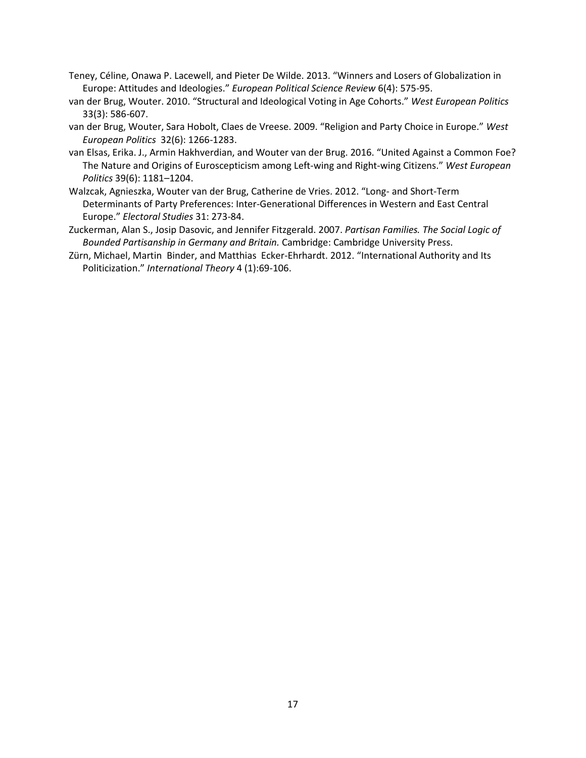Teney, Céline, Onawa P. Lacewell, and Pieter De Wilde. 2013. "Winners and Losers of Globalization in Europe: Attitudes and Ideologies." *European Political Science Review* 6(4): 575-95.

van der Brug, Wouter. 2010. "Structural and Ideological Voting in Age Cohorts." *West European Politics* 33(3): 586-607.

van der Brug, Wouter, Sara Hobolt, Claes de Vreese. 2009. "Religion and Party Choice in Europe." *West European Politics* 32(6): 1266-1283.

van Elsas, Erika. J., Armin Hakhverdian, and Wouter van der Brug. 2016. "United Against a Common Foe? The Nature and Origins of Euroscepticism among Left-wing and Right-wing Citizens." *West European Politics* 39(6): 1181–1204.

Walzcak, Agnieszka, Wouter van der Brug, Catherine de Vries. 2012. "Long- and Short-Term Determinants of Party Preferences: Inter-Generational Differences in Western and East Central Europe." *Electoral Studies* 31: 273-84.

Zuckerman, Alan S., Josip Dasovic, and Jennifer Fitzgerald. 2007. *Partisan Families. The Social Logic of Bounded Partisanship in Germany and Britain.* Cambridge: Cambridge University Press.

Zürn, Michael, Martin Binder, and Matthias Ecker-Ehrhardt. 2012. "International Authority and Its Politicization." *International Theory* 4 (1):69-106.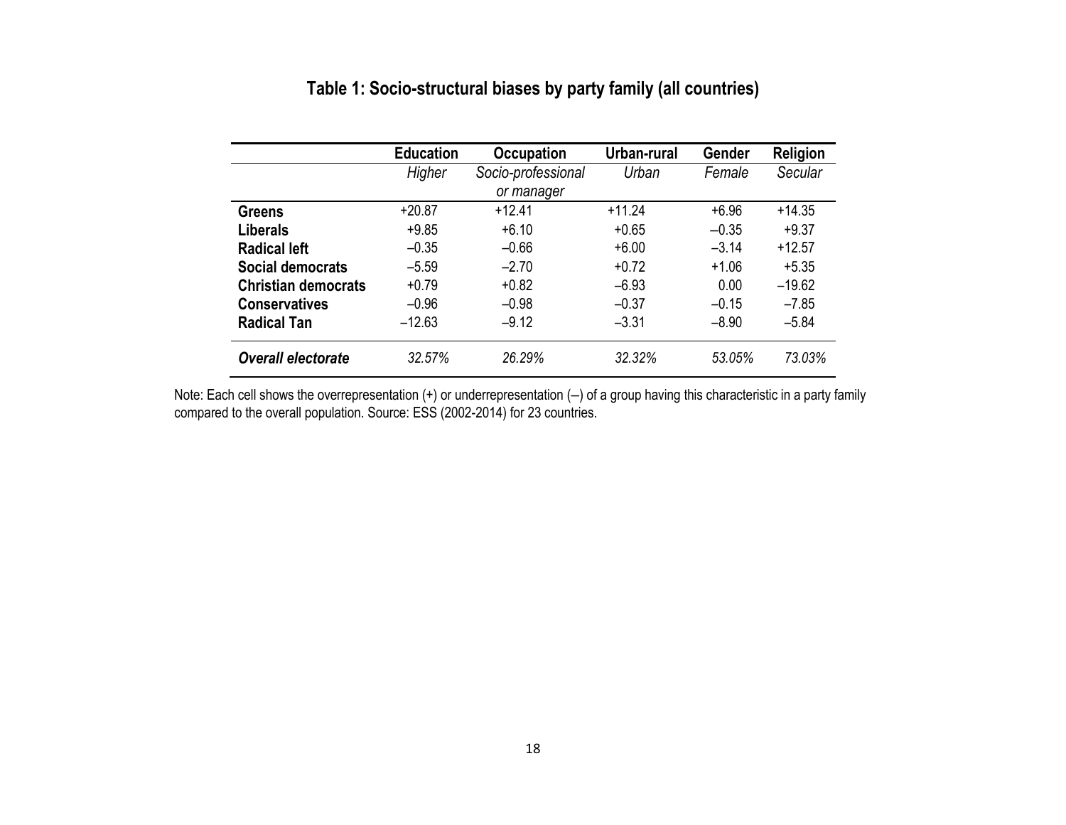# Table 1: Socio-structural biases by party family (all countries)

| | Education | Occupation | Urban-rural | Gender | Religion |
|---|---|---|---|---|---|
| | *Higher* | *Socio-professional or manager* | *Urban* | *Female* | *Secular* |
| **Greens** | +20.87 | +12.41 | +11.24 | +6.96 | +14.35 |
| **Liberals** | +9.85 | +6.10 | +0.65 | –0.35 | +9.37 |
| **Radical left** | –0.35 | –0.66 | +6.00 | –3.14 | +12.57 |
| **Social democrats** | –5.59 | –2.70 | +0.72 | +1.06 | +5.35 |
| **Christian democrats** | +0.79 | +0.82 | –6.93 | 0.00 | –19.62 |
| **Conservatives** | –0.96 | –0.98 | –0.37 | –0.15 | –7.85 |
| **Radical Tan** | –12.63 | –9.12 | –3.31 | –8.90 | –5.84 |
| ***Overall electorate*** | *32.57%* | *26.29%* | *32.32%* | *53.05%* | *73.03%* |

Note: Each cell shows the overrepresentation (+) or underrepresentation (–) of a group having this characteristic in a party family compared to the overall population. Source: ESS (2002-2014) for 23 countries.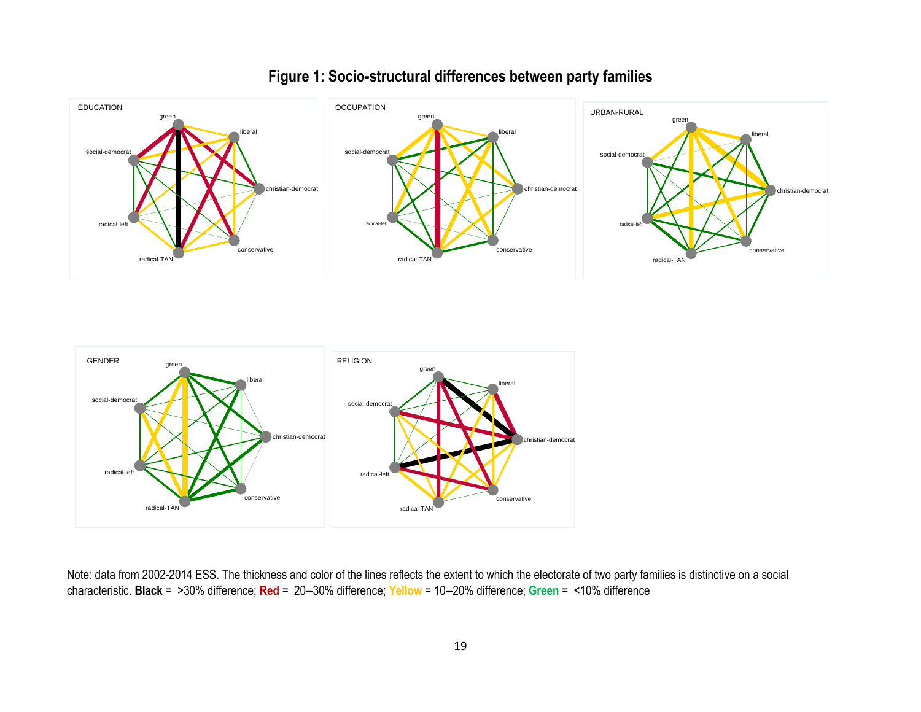# Figure 1: Socio-structural differences between party families

Note: data from 2002-2014 ESS. The thickness and color of the lines reflects the extent to which the electorate of two party families is distinctive on a social characteristic. **Black** = >30% difference; **Red** = 20–30% difference; **Yellow** = 10–20% difference; **Green** = <10% difference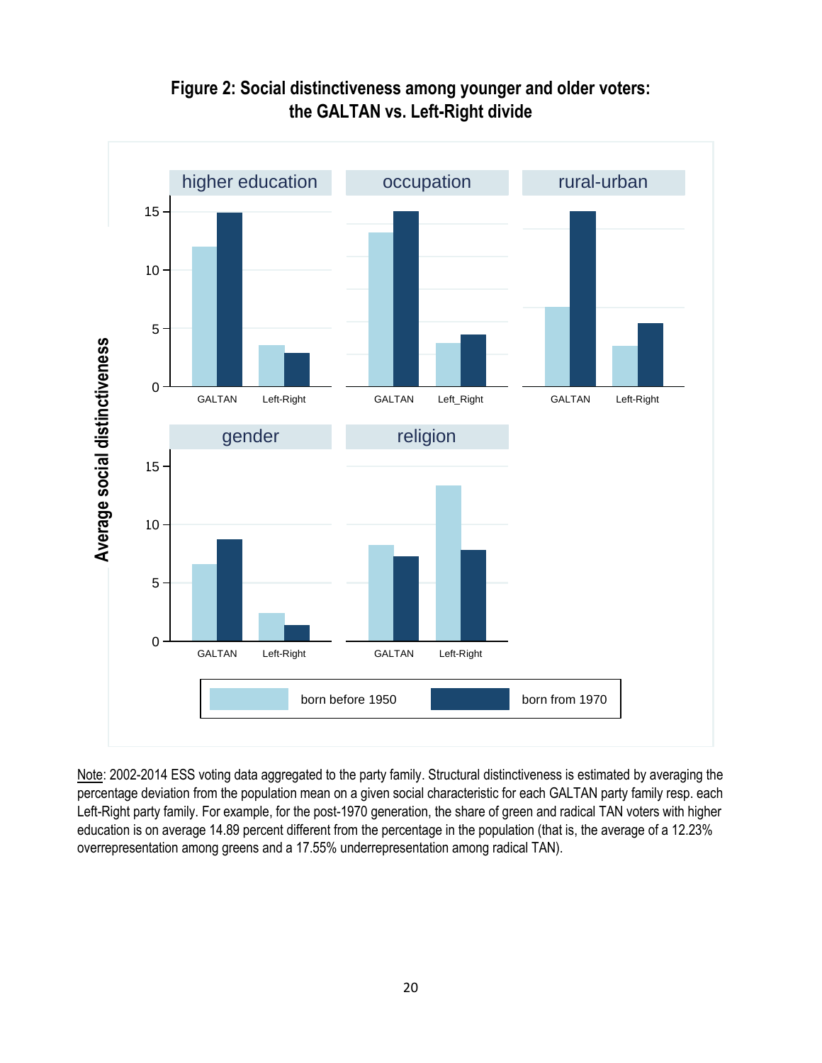**Figure 2: Social distinctiveness among younger and older voters: the GALTAN vs. Left-Right divide**

Note: 2002-2014 ESS voting data aggregated to the party family. Structural distinctiveness is estimated by averaging the percentage deviation from the population mean on a given social characteristic for each GALTAN party family resp. each Left-Right party family. For example, for the post-1970 generation, the share of green and radical TAN voters with higher education is on average 14.89 percent different from the percentage in the population (that is, the average of a 12.23% overrepresentation among greens and a 17.55% underrepresentation among radical TAN).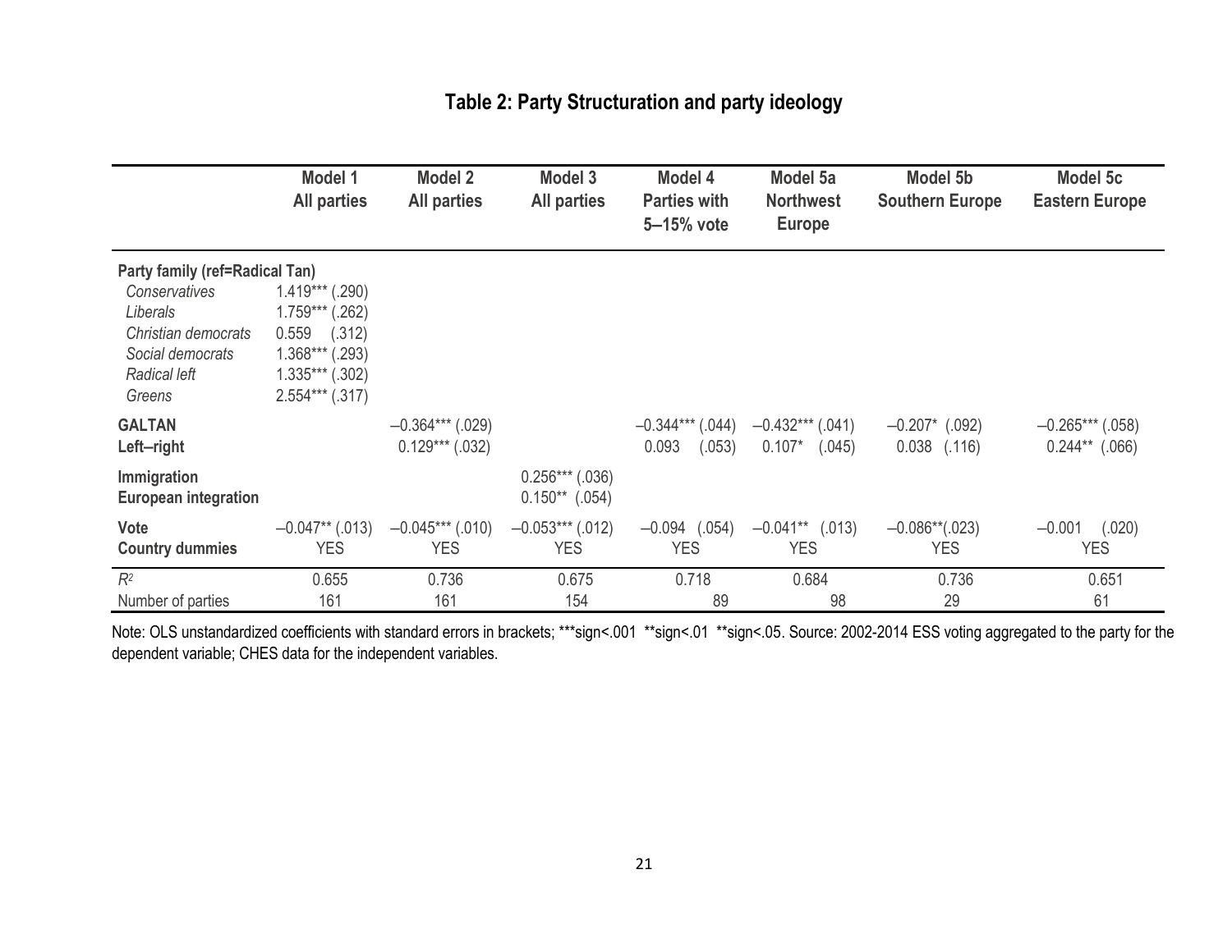## Table 2: Party Structuration and party ideology

| | Model 1 All parties | Model 2 All parties | Model 3 All parties | Model 4 Parties with 5–15% vote | Model 5a Northwest Europe | Model 5b Southern Europe | Model 5c Eastern Europe |
|---|---|---|---|---|---|---|---|
| **Party family (ref=Radical Tan)** | | | | | | | |
| *Conservatives* | 1.419*** (.290) | | | | | | |
| *Liberals* | 1.759*** (.262) | | | | | | |
| *Christian democrats* | 0.559 (.312) | | | | | | |
| *Social democrats* | 1.368*** (.293) | | | | | | |
| *Radical left* | 1.335*** (.302) | | | | | | |
| *Greens* | 2.554*** (.317) | | | | | | |
| **GALTAN** | | –0.364*** (.029) | | –0.344*** (.044) | –0.432*** (.041) | –0.207* (.092) | –0.265*** (.058) |
| **Left–right** | | 0.129*** (.032) | | 0.093 (.053) | 0.107* (.045) | 0.038 (.116) | 0.244** (.066) |
| **Immigration** | | | 0.256*** (.036) | | | | |
| **European integration** | | | 0.150** (.054) | | | | |
| **Vote** | –0.047** (.013) | –0.045*** (.010) | –0.053*** (.012) | –0.094 (.054) | –0.041** (.013) | –0.086**(.023) | –0.001 (.020) |
| **Country dummies** | YES | YES | YES | YES | YES | YES | YES |
| $R^2$ | 0.655 | 0.736 | 0.675 | 0.718 | 0.684 | 0.736 | 0.651 |
| Number of parties | 161 | 161 | 154 | 89 | 98 | 29 | 61 |

Note: OLS unstandardized coefficients with standard errors in brackets; ***sign<.001 **sign<.01 **sign<.05. Source: 2002-2014 ESS voting aggregated to the party for the dependent variable; CHES data for the independent variables.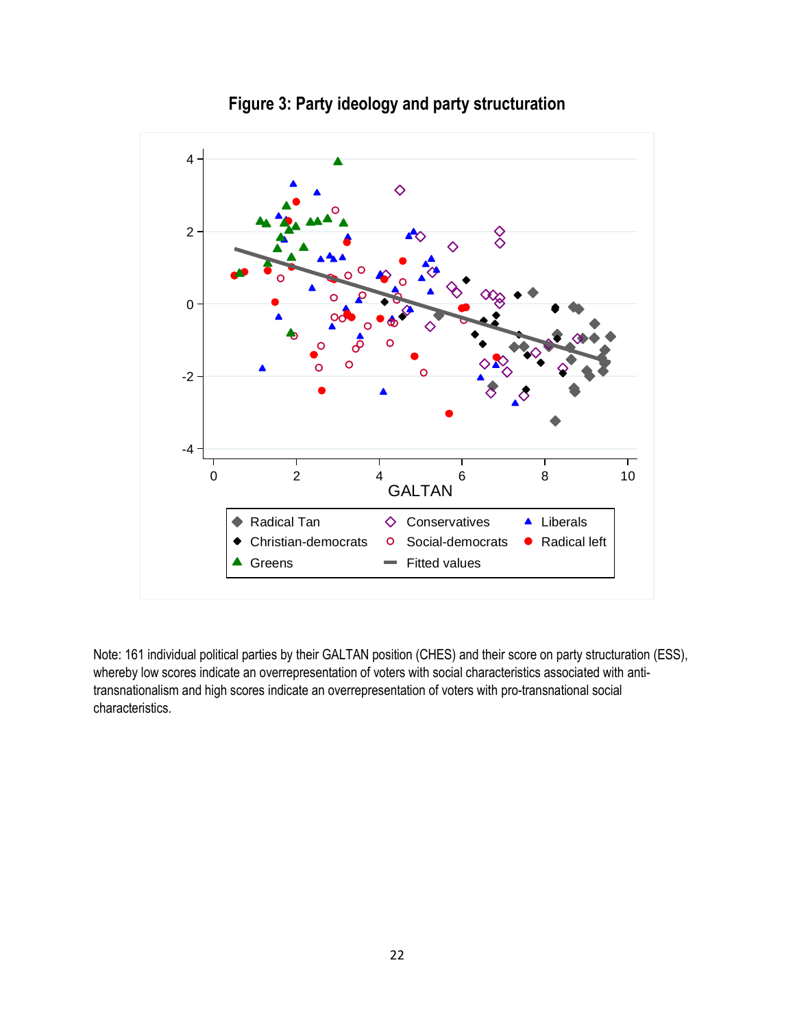**Figure 3: Party ideology and party structuration**

Note: 161 individual political parties by their GALTAN position (CHES) and their score on party structuration (ESS), whereby low scores indicate an overrepresentation of voters with social characteristics associated with anti-transnationalism and high scores indicate an overrepresentation of voters with pro-transnational social characteristics.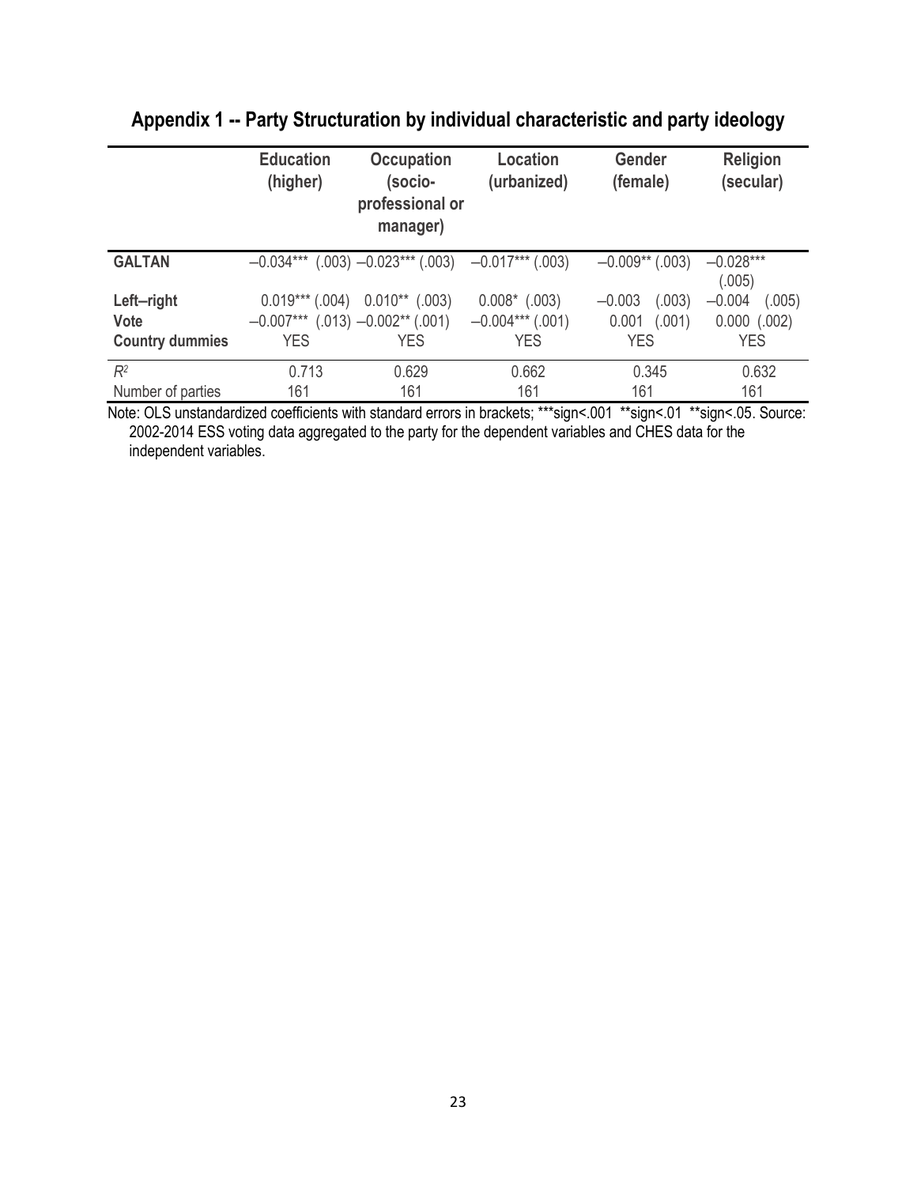## Appendix 1 -- Party Structuration by individual characteristic and party ideology

| | **Education (higher)** | **Occupation (socio-professional or manager)** | **Location (urbanized)** | **Gender (female)** | **Religion (secular)** |
|---|---|---|---|---|---|
| **GALTAN** | –0.034*** (.003) | –0.023*** (.003) | –0.017*** (.003) | –0.009** (.003) | –0.028*** (.005) |
| **Left–right** | 0.019*** (.004) | 0.010** (.003) | 0.008* (.003) | –0.003 (.003) | –0.004 (.005) |
| **Vote** | –0.007*** (.013) | –0.002** (.001) | –0.004*** (.001) | 0.001 (.001) | 0.000 (.002) |
| **Country dummies** | YES | YES | YES | YES | YES |
| $R^2$ | 0.713 | 0.629 | 0.662 | 0.345 | 0.632 |
| Number of parties | 161 | 161 | 161 | 161 | 161 |

Note: OLS unstandardized coefficients with standard errors in brackets; ***sign<.001 **sign<.01 **sign<.05. Source: 2002-2014 ESS voting data aggregated to the party for the dependent variables and CHES data for the independent variables.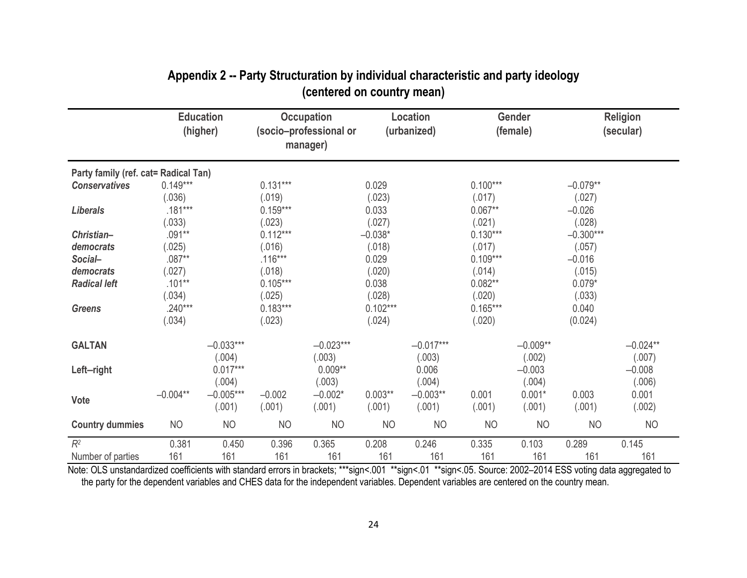## Appendix 2 -- Party Structuration by individual characteristic and party ideology (centered on country mean)

| | Education (higher) | | Occupation (socio–professional or manager) | | Location (urbanized) | | Gender (female) | | Religion (secular) | |
|---|---|---|---|---|---|---|---|---|---|---|
| **Party family (ref. cat= Radical Tan)** | | | | | | | | | | |
| ***Conservatives*** | 0.149*** | | 0.131*** | | 0.029 | | 0.100*** | | –0.079** | |
| | (.036) | | (.019) | | (.023) | | (.017) | | (.027) | |
| ***Liberals*** | .181*** | | 0.159*** | | 0.033 | | 0.067** | | –0.026 | |
| | (.033) | | (.023) | | (.027) | | (.021) | | (.028) | |
| ***Christian–democrats*** | .091** | | 0.112*** | | –0.038* | | 0.130*** | | –0.300*** | |
| | (.025) | | (.016) | | (.018) | | (.017) | | (.057) | |
| ***Social–democrats*** | .087** | | .116*** | | 0.029 | | 0.109*** | | –0.016 | |
| | (.027) | | (.018) | | (.020) | | (.014) | | (.015) | |
| ***Radical left*** | .101** | | 0.105*** | | 0.038 | | 0.082** | | 0.079* | |
| | (.034) | | (.025) | | (.028) | | (.020) | | (.033) | |
| ***Greens*** | .240*** | | 0.183*** | | 0.102*** | | 0.165*** | | 0.040 | |
| | (.034) | | (.023) | | (.024) | | (.020) | | (0.024) | |
| **GALTAN** | | –0.033*** | | –0.023*** | | –0.017*** | | –0.009** | | –0.024** |
| | | (.004) | | (.003) | | (.003) | | (.002) | | (.007) |
| **Left–right** | | 0.017*** | | 0.009** | | 0.006 | | –0.003 | | –0.008 |
| | | (.004) | | (.003) | | (.004) | | (.004) | | (.006) |
| **Vote** | –0.004** | –0.005*** | –0.002 | –0.002* | 0.003** | –0.003** | 0.001 | 0.001* | 0.003 | 0.001 |
| | | (.001) | (.001) | (.001) | (.001) | (.001) | (.001) | (.001) | (.001) | (.002) |
| **Country dummies** | NO | NO | NO | NO | NO | NO | NO | NO | NO | NO |
| $R^2$ | 0.381 | 0.450 | 0.396 | 0.365 | 0.208 | 0.246 | 0.335 | 0.103 | 0.289 | 0.145 |
| Number of parties | 161 | 161 | 161 | 161 | 161 | 161 | 161 | 161 | 161 | 161 |

Note: OLS unstandardized coefficients with standard errors in brackets; ***sign<.001 **sign<.01 **sign<.05. Source: 2002–2014 ESS voting data aggregated to the party for the dependent variables and CHES data for the independent variables. Dependent variables are centered on the country mean.